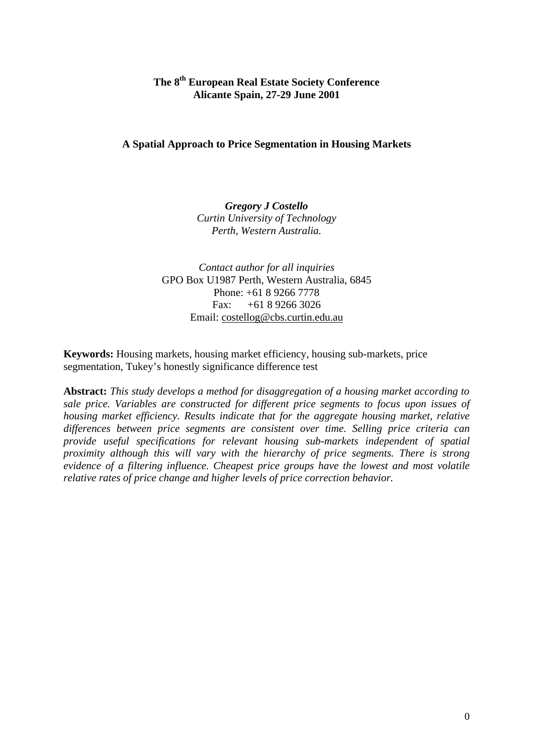**The 8th European Real Estate Society Conference**
**Alicante Spain, 27-29 June 2001**

# A Spatial Approach to Price Segmentation in Housing Markets

***Gregory J Costello***
*Curtin University of Technology*
*Perth, Western Australia.*

*Contact author for all inquiries*
GPO Box U1987 Perth, Western Australia, 6845
Phone: +61 8 9266 7778
Fax: +61 8 9266 3026
Email: costellog@cbs.curtin.edu.au

**Keywords:** Housing markets, housing market efficiency, housing sub-markets, price segmentation, Tukey's honestly significance difference test

**Abstract:** *This study develops a method for disaggregation of a housing market according to sale price. Variables are constructed for different price segments to focus upon issues of housing market efficiency. Results indicate that for the aggregate housing market, relative differences between price segments are consistent over time. Selling price criteria can provide useful specifications for relevant housing sub-markets independent of spatial proximity although this will vary with the hierarchy of price segments. There is strong evidence of a filtering influence. Cheapest price groups have the lowest and most volatile relative rates of price change and higher levels of price correction behavior.*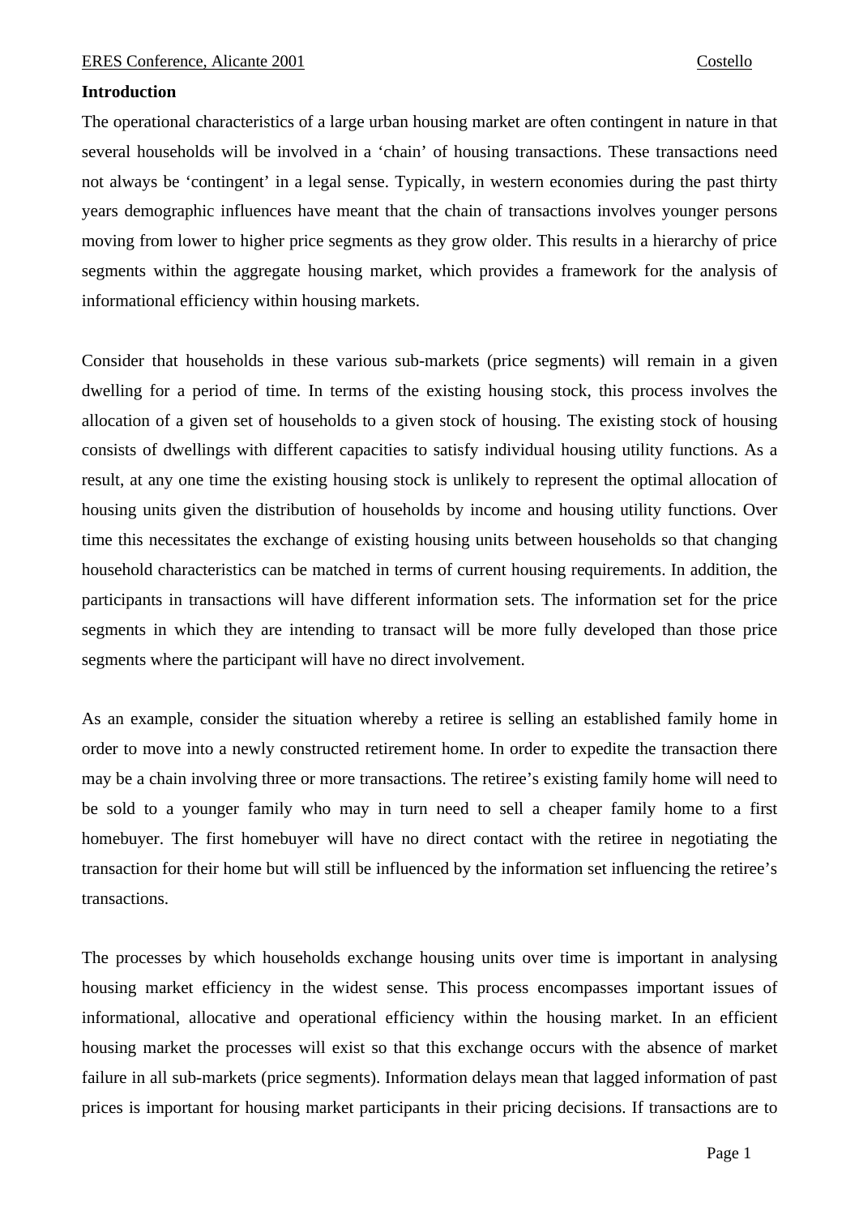## Introduction

The operational characteristics of a large urban housing market are often contingent in nature in that several households will be involved in a 'chain' of housing transactions. These transactions need not always be 'contingent' in a legal sense. Typically, in western economies during the past thirty years demographic influences have meant that the chain of transactions involves younger persons moving from lower to higher price segments as they grow older. This results in a hierarchy of price segments within the aggregate housing market, which provides a framework for the analysis of informational efficiency within housing markets.

Consider that households in these various sub-markets (price segments) will remain in a given dwelling for a period of time. In terms of the existing housing stock, this process involves the allocation of a given set of households to a given stock of housing. The existing stock of housing consists of dwellings with different capacities to satisfy individual housing utility functions. As a result, at any one time the existing housing stock is unlikely to represent the optimal allocation of housing units given the distribution of households by income and housing utility functions. Over time this necessitates the exchange of existing housing units between households so that changing household characteristics can be matched in terms of current housing requirements. In addition, the participants in transactions will have different information sets. The information set for the price segments in which they are intending to transact will be more fully developed than those price segments where the participant will have no direct involvement.

As an example, consider the situation whereby a retiree is selling an established family home in order to move into a newly constructed retirement home. In order to expedite the transaction there may be a chain involving three or more transactions. The retiree's existing family home will need to be sold to a younger family who may in turn need to sell a cheaper family home to a first homebuyer. The first homebuyer will have no direct contact with the retiree in negotiating the transaction for their home but will still be influenced by the information set influencing the retiree's transactions.

The processes by which households exchange housing units over time is important in analysing housing market efficiency in the widest sense. This process encompasses important issues of informational, allocative and operational efficiency within the housing market. In an efficient housing market the processes will exist so that this exchange occurs with the absence of market failure in all sub-markets (price segments). Information delays mean that lagged information of past prices is important for housing market participants in their pricing decisions. If transactions are to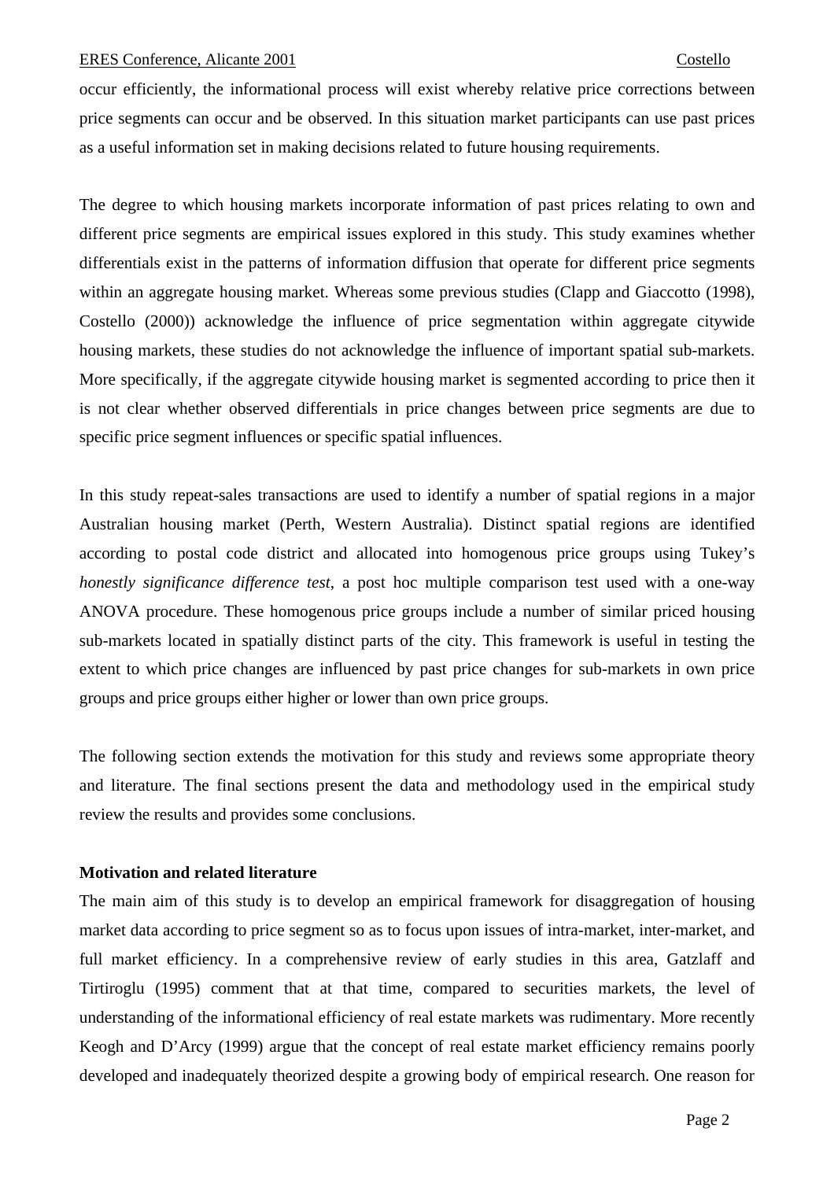occur efficiently, the informational process will exist whereby relative price corrections between price segments can occur and be observed. In this situation market participants can use past prices as a useful information set in making decisions related to future housing requirements.

The degree to which housing markets incorporate information of past prices relating to own and different price segments are empirical issues explored in this study. This study examines whether differentials exist in the patterns of information diffusion that operate for different price segments within an aggregate housing market. Whereas some previous studies (Clapp and Giaccotto (1998), Costello (2000)) acknowledge the influence of price segmentation within aggregate citywide housing markets, these studies do not acknowledge the influence of important spatial sub-markets. More specifically, if the aggregate citywide housing market is segmented according to price then it is not clear whether observed differentials in price changes between price segments are due to specific price segment influences or specific spatial influences.

In this study repeat-sales transactions are used to identify a number of spatial regions in a major Australian housing market (Perth, Western Australia). Distinct spatial regions are identified according to postal code district and allocated into homogenous price groups using Tukey's *honestly significance difference test*, a post hoc multiple comparison test used with a one-way ANOVA procedure. These homogenous price groups include a number of similar priced housing sub-markets located in spatially distinct parts of the city. This framework is useful in testing the extent to which price changes are influenced by past price changes for sub-markets in own price groups and price groups either higher or lower than own price groups.

The following section extends the motivation for this study and reviews some appropriate theory and literature. The final sections present the data and methodology used in the empirical study review the results and provides some conclusions.

**Motivation and related literature**

The main aim of this study is to develop an empirical framework for disaggregation of housing market data according to price segment so as to focus upon issues of intra-market, inter-market, and full market efficiency. In a comprehensive review of early studies in this area, Gatzlaff and Tirtiroglu (1995) comment that at that time, compared to securities markets, the level of understanding of the informational efficiency of real estate markets was rudimentary. More recently Keogh and D'Arcy (1999) argue that the concept of real estate market efficiency remains poorly developed and inadequately theorized despite a growing body of empirical research. One reason for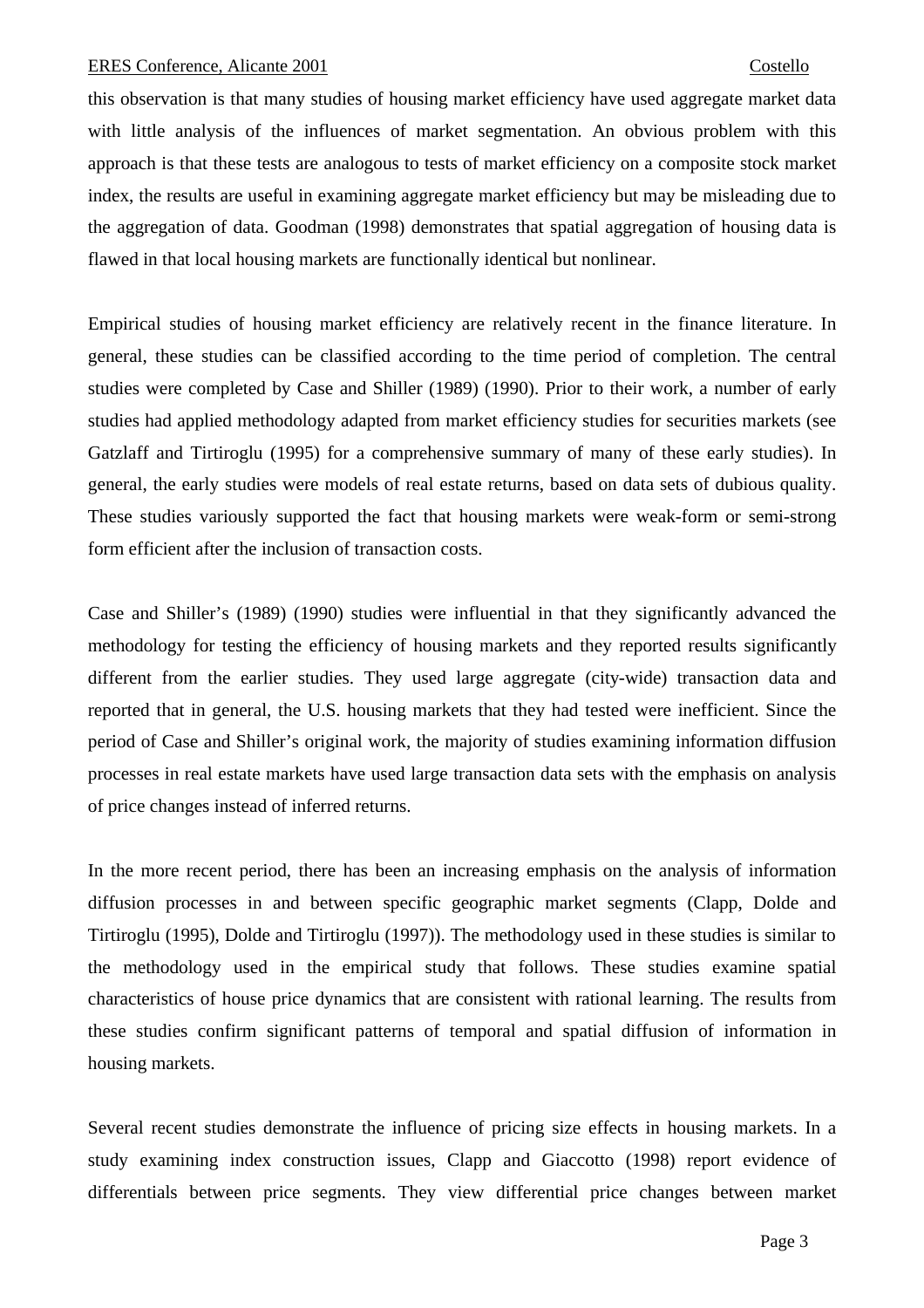this observation is that many studies of housing market efficiency have used aggregate market data with little analysis of the influences of market segmentation. An obvious problem with this approach is that these tests are analogous to tests of market efficiency on a composite stock market index, the results are useful in examining aggregate market efficiency but may be misleading due to the aggregation of data. Goodman (1998) demonstrates that spatial aggregation of housing data is flawed in that local housing markets are functionally identical but nonlinear.

Empirical studies of housing market efficiency are relatively recent in the finance literature. In general, these studies can be classified according to the time period of completion. The central studies were completed by Case and Shiller (1989) (1990). Prior to their work, a number of early studies had applied methodology adapted from market efficiency studies for securities markets (see Gatzlaff and Tirtiroglu (1995) for a comprehensive summary of many of these early studies). In general, the early studies were models of real estate returns, based on data sets of dubious quality. These studies variously supported the fact that housing markets were weak-form or semi-strong form efficient after the inclusion of transaction costs.

Case and Shiller's (1989) (1990) studies were influential in that they significantly advanced the methodology for testing the efficiency of housing markets and they reported results significantly different from the earlier studies. They used large aggregate (city-wide) transaction data and reported that in general, the U.S. housing markets that they had tested were inefficient. Since the period of Case and Shiller's original work, the majority of studies examining information diffusion processes in real estate markets have used large transaction data sets with the emphasis on analysis of price changes instead of inferred returns.

In the more recent period, there has been an increasing emphasis on the analysis of information diffusion processes in and between specific geographic market segments (Clapp, Dolde and Tirtiroglu (1995), Dolde and Tirtiroglu (1997)). The methodology used in these studies is similar to the methodology used in the empirical study that follows. These studies examine spatial characteristics of house price dynamics that are consistent with rational learning. The results from these studies confirm significant patterns of temporal and spatial diffusion of information in housing markets.

Several recent studies demonstrate the influence of pricing size effects in housing markets. In a study examining index construction issues, Clapp and Giaccotto (1998) report evidence of differentials between price segments. They view differential price changes between market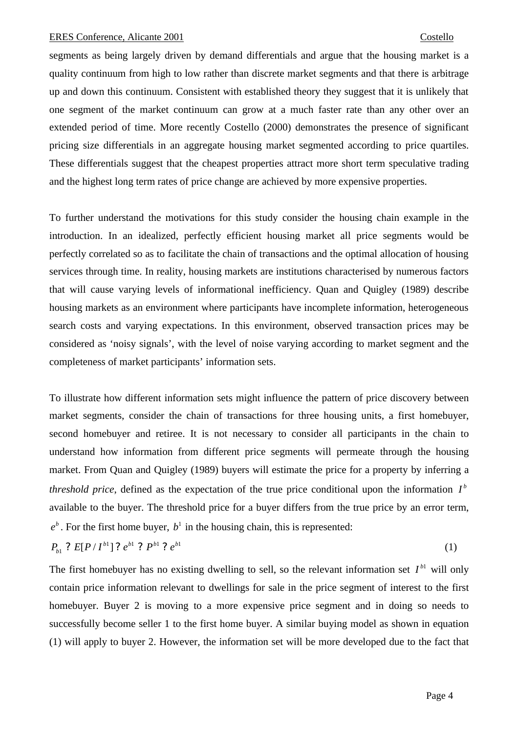segments as being largely driven by demand differentials and argue that the housing market is a quality continuum from high to low rather than discrete market segments and that there is arbitrage up and down this continuum. Consistent with established theory they suggest that it is unlikely that one segment of the market continuum can grow at a much faster rate than any other over an extended period of time. More recently Costello (2000) demonstrates the presence of significant pricing size differentials in an aggregate housing market segmented according to price quartiles. These differentials suggest that the cheapest properties attract more short term speculative trading and the highest long term rates of price change are achieved by more expensive properties.

To further understand the motivations for this study consider the housing chain example in the introduction. In an idealized, perfectly efficient housing market all price segments would be perfectly correlated so as to facilitate the chain of transactions and the optimal allocation of housing services through time. In reality, housing markets are institutions characterised by numerous factors that will cause varying levels of informational inefficiency. Quan and Quigley (1989) describe housing markets as an environment where participants have incomplete information, heterogeneous search costs and varying expectations. In this environment, observed transaction prices may be considered as 'noisy signals', with the level of noise varying according to market segment and the completeness of market participants' information sets.

To illustrate how different information sets might influence the pattern of price discovery between market segments, consider the chain of transactions for three housing units, a first homebuyer, second homebuyer and retiree. It is not necessary to consider all participants in the chain to understand how information from different price segments will permeate through the housing market. From Quan and Quigley (1989) buyers will estimate the price for a property by inferring a *threshold price*, defined as the expectation of the true price conditional upon the information $I^b$ available to the buyer. The threshold price for a buyer differs from the true price by an error term, $e^b$. For the first home buyer, $b^1$ in the housing chain, this is represented:

$$P_{b1} ? E[P / I^{b1}] ? e^{b1} ? P^{b1} ? e^{b1} \tag{1}$$

The first homebuyer has no existing dwelling to sell, so the relevant information set $I^{b1}$ will only contain price information relevant to dwellings for sale in the price segment of interest to the first homebuyer. Buyer 2 is moving to a more expensive price segment and in doing so needs to successfully become seller 1 to the first home buyer. A similar buying model as shown in equation (1) will apply to buyer 2. However, the information set will be more developed due to the fact that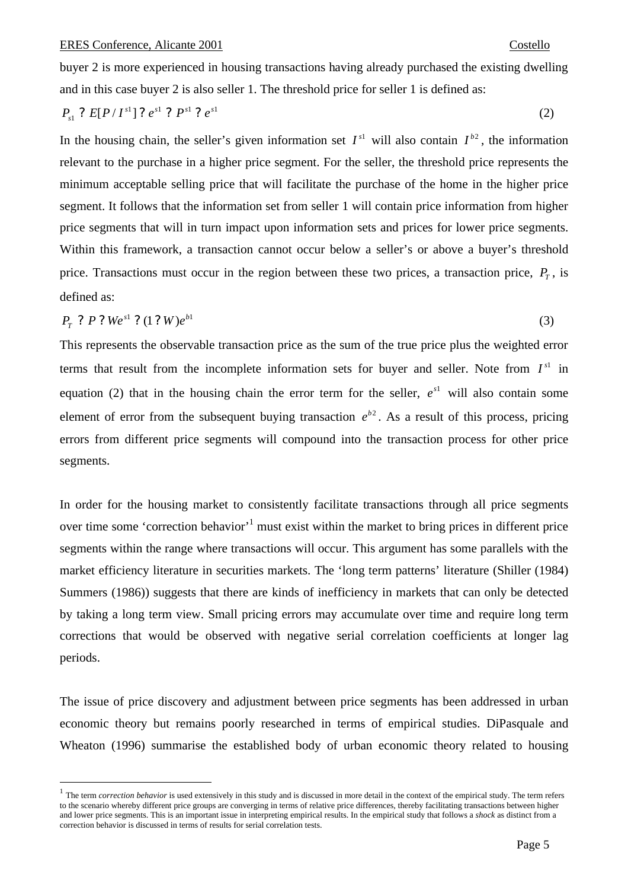buyer 2 is more experienced in housing transactions having already purchased the existing dwelling and in this case buyer 2 is also seller 1. The threshold price for seller 1 is defined as:

$$P_{s1} ? E[P / I^{s1}] ? e^{s1} ? P^{s1} ? e^{s1} \tag{2}$$

In the housing chain, the seller's given information set $I^{s1}$ will also contain $I^{b2}$, the information relevant to the purchase in a higher price segment. For the seller, the threshold price represents the minimum acceptable selling price that will facilitate the purchase of the home in the higher price segment. It follows that the information set from seller 1 will contain price information from higher price segments that will in turn impact upon information sets and prices for lower price segments. Within this framework, a transaction cannot occur below a seller's or above a buyer's threshold price. Transactions must occur in the region between these two prices, a transaction price, $P_T$, is defined as:

$$P_T ? P ? We^{s1} ? (1 ? W)e^{b1} \tag{3}$$

This represents the observable transaction price as the sum of the true price plus the weighted error terms that result from the incomplete information sets for buyer and seller. Note from $I^{s1}$ in equation (2) that in the housing chain the error term for the seller, $e^{s1}$ will also contain some element of error from the subsequent buying transaction $e^{b2}$. As a result of this process, pricing errors from different price segments will compound into the transaction process for other price segments.

In order for the housing market to consistently facilitate transactions through all price segments over time some 'correction behavior'[1] must exist within the market to bring prices in different price segments within the range where transactions will occur. This argument has some parallels with the market efficiency literature in securities markets. The 'long term patterns' literature (Shiller (1984) Summers (1986)) suggests that there are kinds of inefficiency in markets that can only be detected by taking a long term view. Small pricing errors may accumulate over time and require long term corrections that would be observed with negative serial correlation coefficients at longer lag periods.

The issue of price discovery and adjustment between price segments has been addressed in urban economic theory but remains poorly researched in terms of empirical studies. DiPasquale and Wheaton (1996) summarise the established body of urban economic theory related to housing

[1] The term *correction behavior* is used extensively in this study and is discussed in more detail in the context of the empirical study. The term refers to the scenario whereby different price groups are converging in terms of relative price differences, thereby facilitating transactions between higher and lower price segments. This is an important issue in interpreting empirical results. In the empirical study that follows a *shock* as distinct from a correction behavior is discussed in terms of results for serial correlation tests.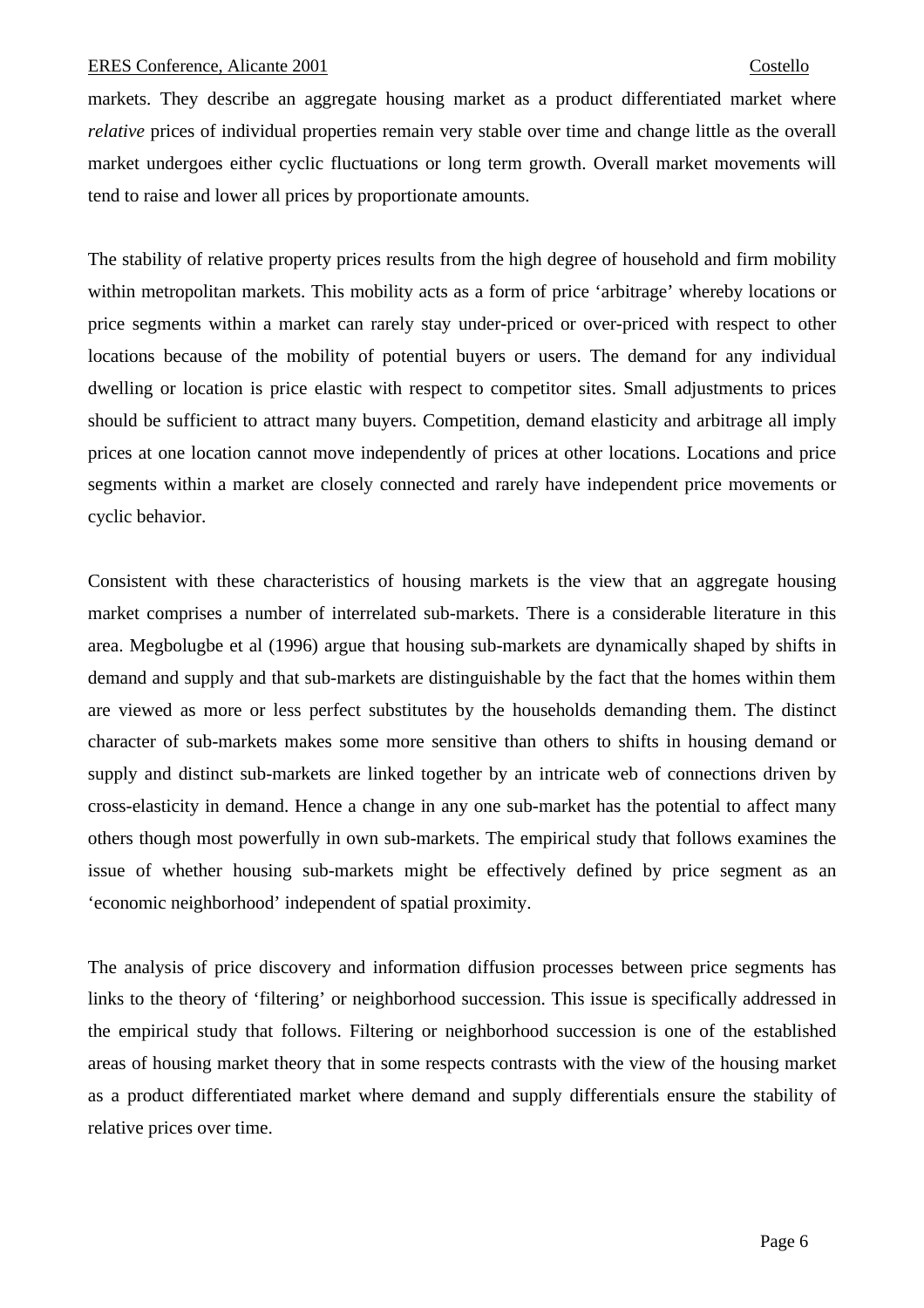markets. They describe an aggregate housing market as a product differentiated market where *relative* prices of individual properties remain very stable over time and change little as the overall market undergoes either cyclic fluctuations or long term growth. Overall market movements will tend to raise and lower all prices by proportionate amounts.

The stability of relative property prices results from the high degree of household and firm mobility within metropolitan markets. This mobility acts as a form of price 'arbitrage' whereby locations or price segments within a market can rarely stay under-priced or over-priced with respect to other locations because of the mobility of potential buyers or users. The demand for any individual dwelling or location is price elastic with respect to competitor sites. Small adjustments to prices should be sufficient to attract many buyers. Competition, demand elasticity and arbitrage all imply prices at one location cannot move independently of prices at other locations. Locations and price segments within a market are closely connected and rarely have independent price movements or cyclic behavior.

Consistent with these characteristics of housing markets is the view that an aggregate housing market comprises a number of interrelated sub-markets. There is a considerable literature in this area. Megbolugbe et al (1996) argue that housing sub-markets are dynamically shaped by shifts in demand and supply and that sub-markets are distinguishable by the fact that the homes within them are viewed as more or less perfect substitutes by the households demanding them. The distinct character of sub-markets makes some more sensitive than others to shifts in housing demand or supply and distinct sub-markets are linked together by an intricate web of connections driven by cross-elasticity in demand. Hence a change in any one sub-market has the potential to affect many others though most powerfully in own sub-markets. The empirical study that follows examines the issue of whether housing sub-markets might be effectively defined by price segment as an 'economic neighborhood' independent of spatial proximity.

The analysis of price discovery and information diffusion processes between price segments has links to the theory of 'filtering' or neighborhood succession. This issue is specifically addressed in the empirical study that follows. Filtering or neighborhood succession is one of the established areas of housing market theory that in some respects contrasts with the view of the housing market as a product differentiated market where demand and supply differentials ensure the stability of relative prices over time.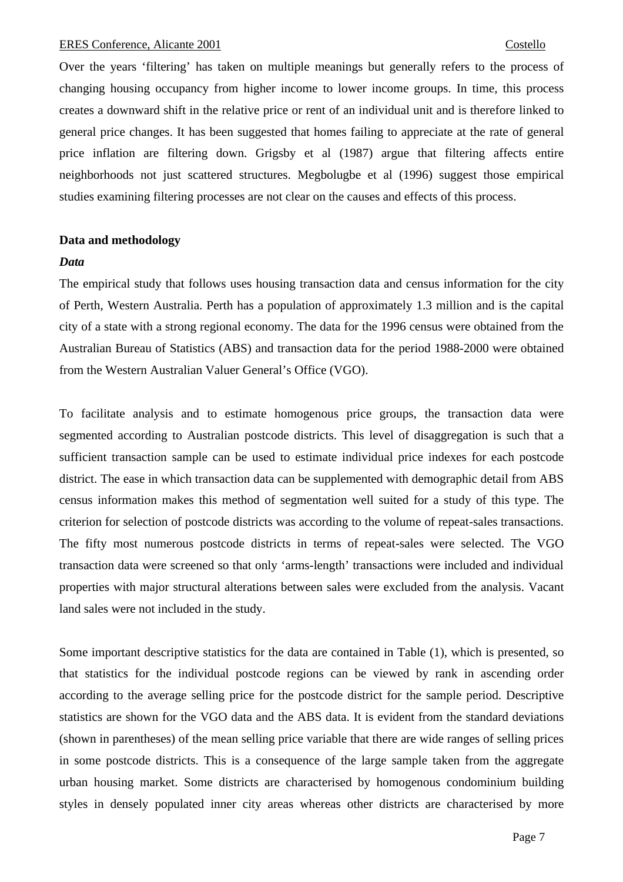Over the years 'filtering' has taken on multiple meanings but generally refers to the process of changing housing occupancy from higher income to lower income groups. In time, this process creates a downward shift in the relative price or rent of an individual unit and is therefore linked to general price changes. It has been suggested that homes failing to appreciate at the rate of general price inflation are filtering down. Grigsby et al (1987) argue that filtering affects entire neighborhoods not just scattered structures. Megbolugbe et al (1996) suggest those empirical studies examining filtering processes are not clear on the causes and effects of this process.

## Data and methodology

### *Data*

The empirical study that follows uses housing transaction data and census information for the city of Perth, Western Australia. Perth has a population of approximately 1.3 million and is the capital city of a state with a strong regional economy. The data for the 1996 census were obtained from the Australian Bureau of Statistics (ABS) and transaction data for the period 1988-2000 were obtained from the Western Australian Valuer General's Office (VGO).

To facilitate analysis and to estimate homogenous price groups, the transaction data were segmented according to Australian postcode districts. This level of disaggregation is such that a sufficient transaction sample can be used to estimate individual price indexes for each postcode district. The ease in which transaction data can be supplemented with demographic detail from ABS census information makes this method of segmentation well suited for a study of this type. The criterion for selection of postcode districts was according to the volume of repeat-sales transactions. The fifty most numerous postcode districts in terms of repeat-sales were selected. The VGO transaction data were screened so that only 'arms-length' transactions were included and individual properties with major structural alterations between sales were excluded from the analysis. Vacant land sales were not included in the study.

Some important descriptive statistics for the data are contained in Table (1), which is presented, so that statistics for the individual postcode regions can be viewed by rank in ascending order according to the average selling price for the postcode district for the sample period. Descriptive statistics are shown for the VGO data and the ABS data. It is evident from the standard deviations (shown in parentheses) of the mean selling price variable that there are wide ranges of selling prices in some postcode districts. This is a consequence of the large sample taken from the aggregate urban housing market. Some districts are characterised by homogenous condominium building styles in densely populated inner city areas whereas other districts are characterised by more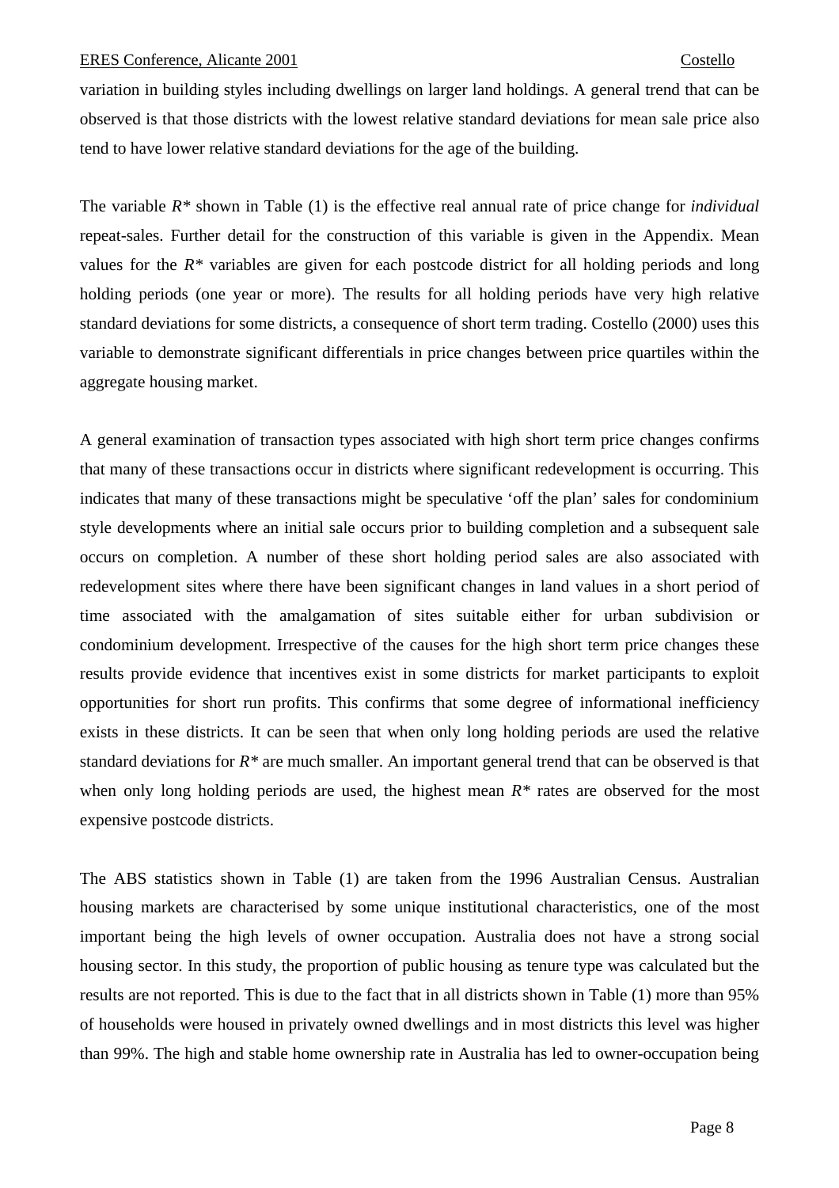variation in building styles including dwellings on larger land holdings. A general trend that can be observed is that those districts with the lowest relative standard deviations for mean sale price also tend to have lower relative standard deviations for the age of the building.

The variable $R^*$ shown in Table (1) is the effective real annual rate of price change for *individual* repeat-sales. Further detail for the construction of this variable is given in the Appendix. Mean values for the $R^*$ variables are given for each postcode district for all holding periods and long holding periods (one year or more). The results for all holding periods have very high relative standard deviations for some districts, a consequence of short term trading. Costello (2000) uses this variable to demonstrate significant differentials in price changes between price quartiles within the aggregate housing market.

A general examination of transaction types associated with high short term price changes confirms that many of these transactions occur in districts where significant redevelopment is occurring. This indicates that many of these transactions might be speculative 'off the plan' sales for condominium style developments where an initial sale occurs prior to building completion and a subsequent sale occurs on completion. A number of these short holding period sales are also associated with redevelopment sites where there have been significant changes in land values in a short period of time associated with the amalgamation of sites suitable either for urban subdivision or condominium development. Irrespective of the causes for the high short term price changes these results provide evidence that incentives exist in some districts for market participants to exploit opportunities for short run profits. This confirms that some degree of informational inefficiency exists in these districts. It can be seen that when only long holding periods are used the relative standard deviations for $R^*$ are much smaller. An important general trend that can be observed is that when only long holding periods are used, the highest mean $R^*$ rates are observed for the most expensive postcode districts.

The ABS statistics shown in Table (1) are taken from the 1996 Australian Census. Australian housing markets are characterised by some unique institutional characteristics, one of the most important being the high levels of owner occupation. Australia does not have a strong social housing sector. In this study, the proportion of public housing as tenure type was calculated but the results are not reported. This is due to the fact that in all districts shown in Table (1) more than 95% of households were housed in privately owned dwellings and in most districts this level was higher than 99%. The high and stable home ownership rate in Australia has led to owner-occupation being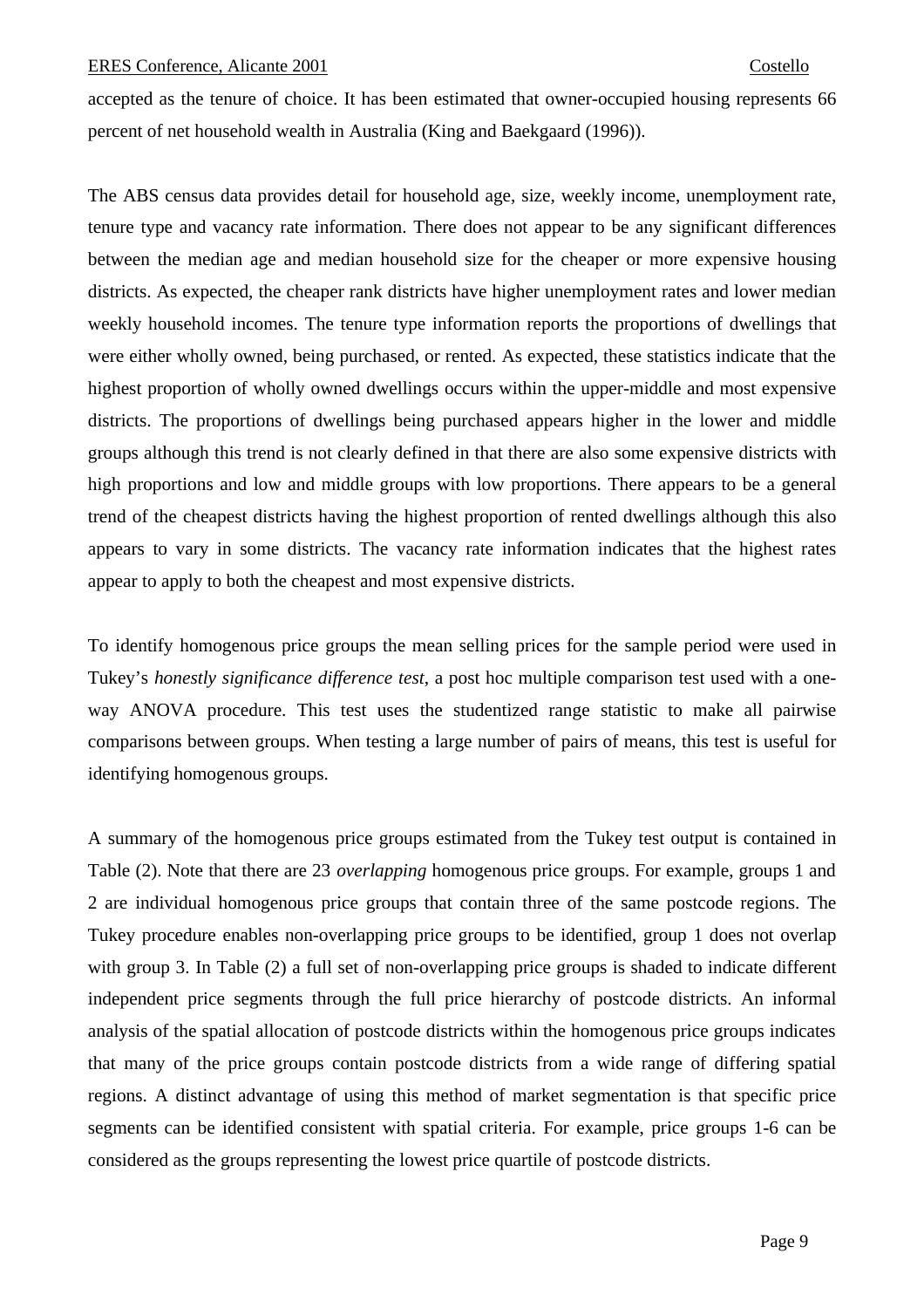accepted as the tenure of choice. It has been estimated that owner-occupied housing represents 66 percent of net household wealth in Australia (King and Baekgaard (1996)).

The ABS census data provides detail for household age, size, weekly income, unemployment rate, tenure type and vacancy rate information. There does not appear to be any significant differences between the median age and median household size for the cheaper or more expensive housing districts. As expected, the cheaper rank districts have higher unemployment rates and lower median weekly household incomes. The tenure type information reports the proportions of dwellings that were either wholly owned, being purchased, or rented. As expected, these statistics indicate that the highest proportion of wholly owned dwellings occurs within the upper-middle and most expensive districts. The proportions of dwellings being purchased appears higher in the lower and middle groups although this trend is not clearly defined in that there are also some expensive districts with high proportions and low and middle groups with low proportions. There appears to be a general trend of the cheapest districts having the highest proportion of rented dwellings although this also appears to vary in some districts. The vacancy rate information indicates that the highest rates appear to apply to both the cheapest and most expensive districts.

To identify homogenous price groups the mean selling prices for the sample period were used in Tukey's *honestly significance difference test*, a post hoc multiple comparison test used with a one-way ANOVA procedure. This test uses the studentized range statistic to make all pairwise comparisons between groups. When testing a large number of pairs of means, this test is useful for identifying homogenous groups.

A summary of the homogenous price groups estimated from the Tukey test output is contained in Table (2). Note that there are 23 *overlapping* homogenous price groups. For example, groups 1 and 2 are individual homogenous price groups that contain three of the same postcode regions. The Tukey procedure enables non-overlapping price groups to be identified, group 1 does not overlap with group 3. In Table (2) a full set of non-overlapping price groups is shaded to indicate different independent price segments through the full price hierarchy of postcode districts. An informal analysis of the spatial allocation of postcode districts within the homogenous price groups indicates that many of the price groups contain postcode districts from a wide range of differing spatial regions. A distinct advantage of using this method of market segmentation is that specific price segments can be identified consistent with spatial criteria. For example, price groups 1-6 can be considered as the groups representing the lowest price quartile of postcode districts.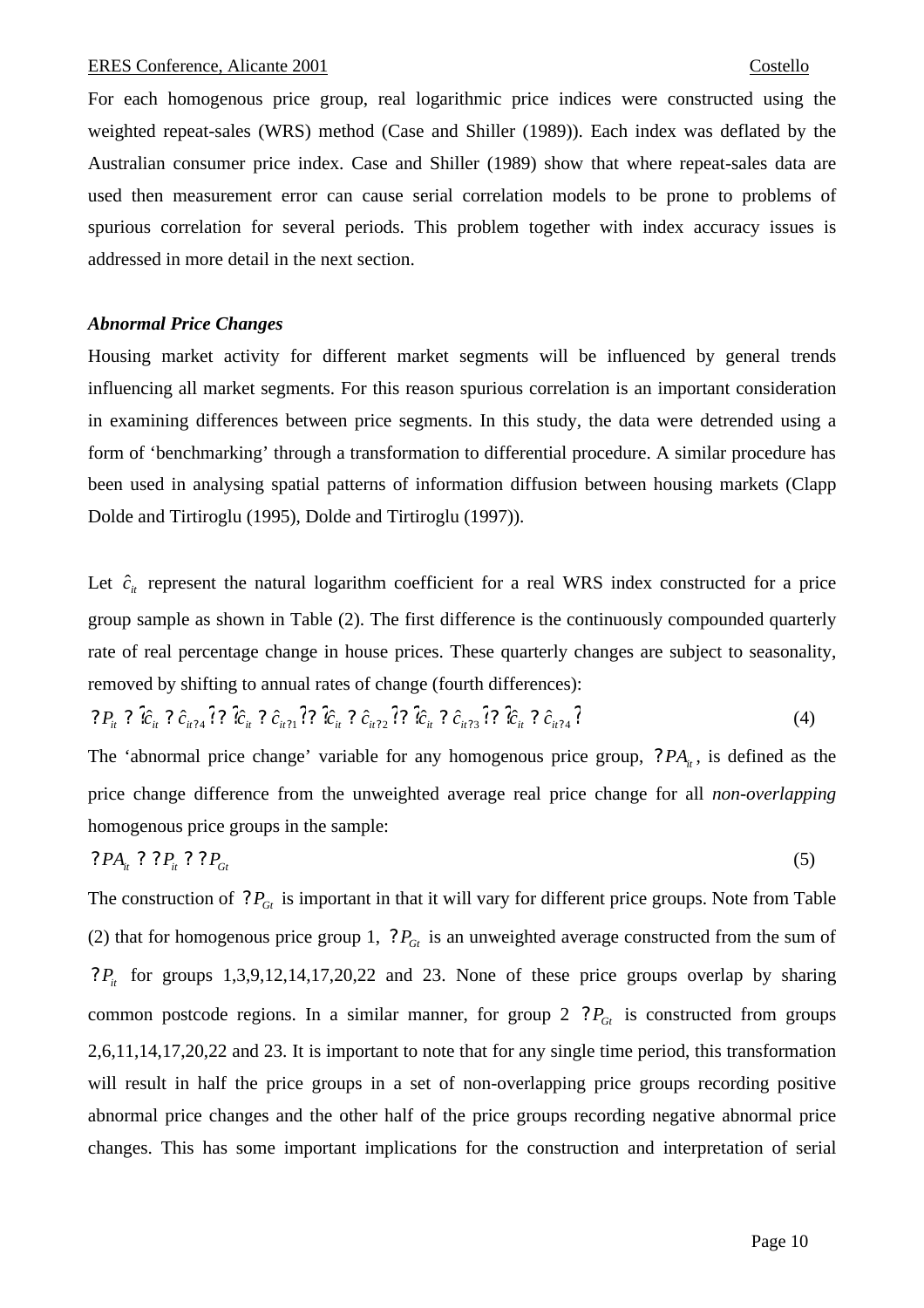For each homogenous price group, real logarithmic price indices were constructed using the weighted repeat-sales (WRS) method (Case and Shiller (1989)). Each index was deflated by the Australian consumer price index. Case and Shiller (1989) show that where repeat-sales data are used then measurement error can cause serial correlation models to be prone to problems of spurious correlation for several periods. This problem together with index accuracy issues is addressed in more detail in the next section.

### *Abnormal Price Changes*

Housing market activity for different market segments will be influenced by general trends influencing all market segments. For this reason spurious correlation is an important consideration in examining differences between price segments. In this study, the data were detrended using a form of 'benchmarking' through a transformation to differential procedure. A similar procedure has been used in analysing spatial patterns of information diffusion between housing markets (Clapp Dolde and Tirtiroglu (1995), Dolde and Tirtiroglu (1997)).

Let $\hat{c}_{it}$ represent the natural logarithm coefficient for a real WRS index constructed for a price group sample as shown in Table (2). The first difference is the continuously compounded quarterly rate of real percentage change in house prices. These quarterly changes are subject to seasonality, removed by shifting to annual rates of change (fourth differences):

$$\Delta P_{it} = (\hat{c}_{it} - \hat{c}_{it-4}) = (\hat{c}_{it} - \hat{c}_{it-1}) + (\hat{c}_{it} - \hat{c}_{it-2}) + (\hat{c}_{it} - \hat{c}_{it-3}) + (\hat{c}_{it} - \hat{c}_{it-4}) \tag{4}$$

The 'abnormal price change' variable for any homogenous price group, $\Delta PA_{it}$, is defined as the price change difference from the unweighted average real price change for all *non-overlapping* homogenous price groups in the sample:

$$\Delta PA_{it} = \Delta P_{it} - \Delta P_{Gt} \tag{5}$$

The construction of $\Delta P_{Gt}$ is important in that it will vary for different price groups. Note from Table (2) that for homogenous price group 1, $\Delta P_{Gt}$ is an unweighted average constructed from the sum of $\Delta P_{it}$ for groups 1,3,9,12,14,17,20,22 and 23. None of these price groups overlap by sharing common postcode regions. In a similar manner, for group 2 $\Delta P_{Gt}$ is constructed from groups 2,6,11,14,17,20,22 and 23. It is important to note that for any single time period, this transformation will result in half the price groups in a set of non-overlapping price groups recording positive abnormal price changes and the other half of the price groups recording negative abnormal price changes. This has some important implications for the construction and interpretation of serial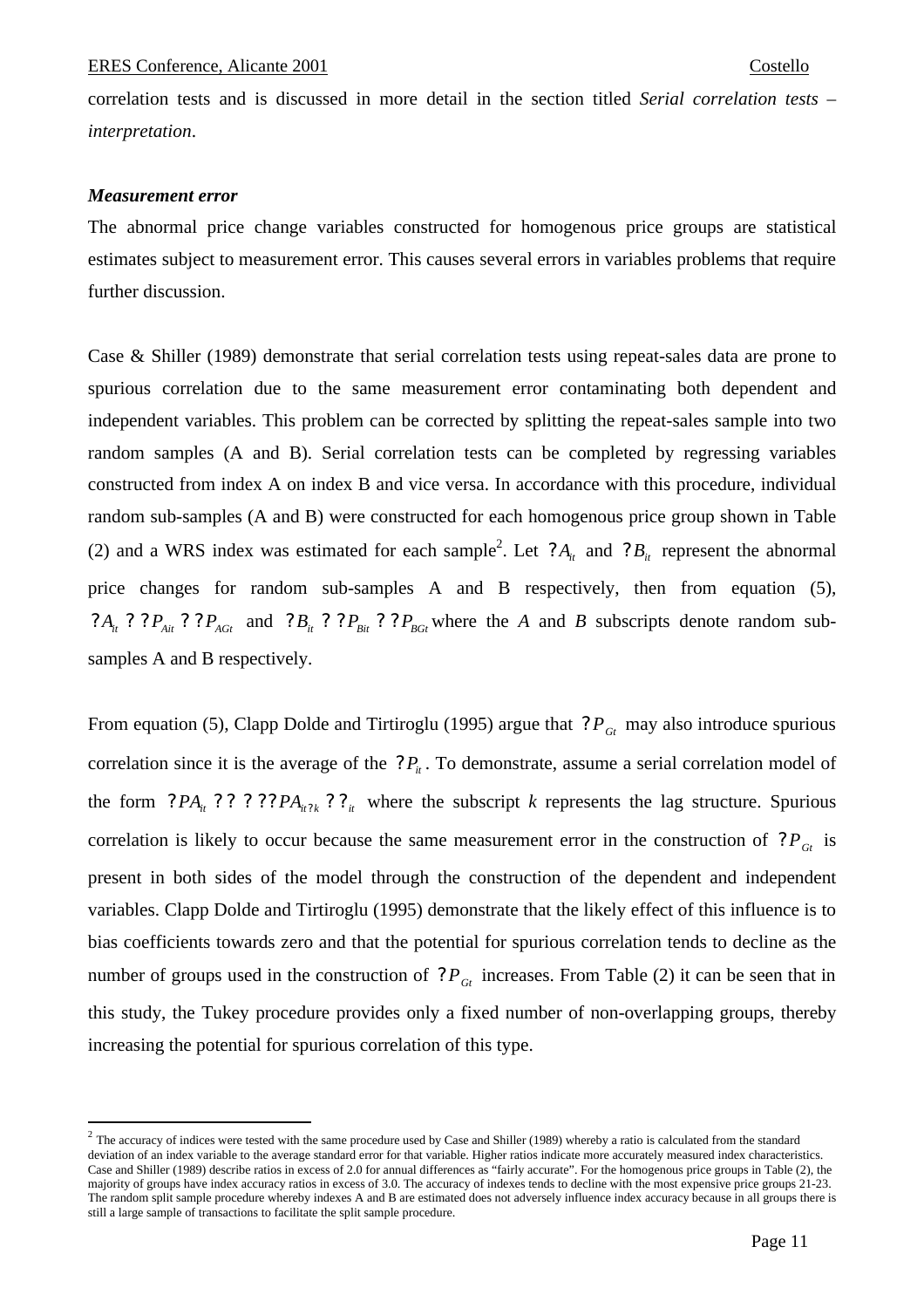correlation tests and is discussed in more detail in the section titled *Serial correlation tests – interpretation*.

***Measurement error***

The abnormal price change variables constructed for homogenous price groups are statistical estimates subject to measurement error. This causes several errors in variables problems that require further discussion.

Case & Shiller (1989) demonstrate that serial correlation tests using repeat-sales data are prone to spurious correlation due to the same measurement error contaminating both dependent and independent variables. This problem can be corrected by splitting the repeat-sales sample into two random samples (A and B). Serial correlation tests can be completed by regressing variables constructed from index A on index B and vice versa. In accordance with this procedure, individual random sub-samples (A and B) were constructed for each homogenous price group shown in Table (2) and a WRS index was estimated for each sample[2]. Let $\Delta A_{it}$ and $\Delta B_{it}$ represent the abnormal price changes for random sub-samples A and B respectively, then from equation (5), $\Delta A_{it} = \Delta P_{Ait} - \Delta P_{AGt}$ and $\Delta B_{it} = \Delta P_{Bit} - \Delta P_{BGt}$ where the *A* and *B* subscripts denote random sub-samples A and B respectively.

From equation (5), Clapp Dolde and Tirtiroglu (1995) argue that $\Delta P_{Gt}$ may also introduce spurious correlation since it is the average of the $\Delta P_{it}$. To demonstrate, assume a serial correlation model of the form $\Delta PA_{it} = \alpha + \beta \Delta PA_{it-k} + \varepsilon_{it}$ where the subscript *k* represents the lag structure. Spurious correlation is likely to occur because the same measurement error in the construction of $\Delta P_{Gt}$ is present in both sides of the model through the construction of the dependent and independent variables. Clapp Dolde and Tirtiroglu (1995) demonstrate that the likely effect of this influence is to bias coefficients towards zero and that the potential for spurious correlation tends to decline as the number of groups used in the construction of $\Delta P_{Gt}$ increases. From Table (2) it can be seen that in this study, the Tukey procedure provides only a fixed number of non-overlapping groups, thereby increasing the potential for spurious correlation of this type.

---

[2] The accuracy of indices were tested with the same procedure used by Case and Shiller (1989) whereby a ratio is calculated from the standard deviation of an index variable to the average standard error for that variable. Higher ratios indicate more accurately measured index characteristics. Case and Shiller (1989) describe ratios in excess of 2.0 for annual differences as "fairly accurate". For the homogenous price groups in Table (2), the majority of groups have index accuracy ratios in excess of 3.0. The accuracy of indexes tends to decline with the most expensive price groups 21-23. The random split sample procedure whereby indexes A and B are estimated does not adversely influence index accuracy because in all groups there is still a large sample of transactions to facilitate the split sample procedure.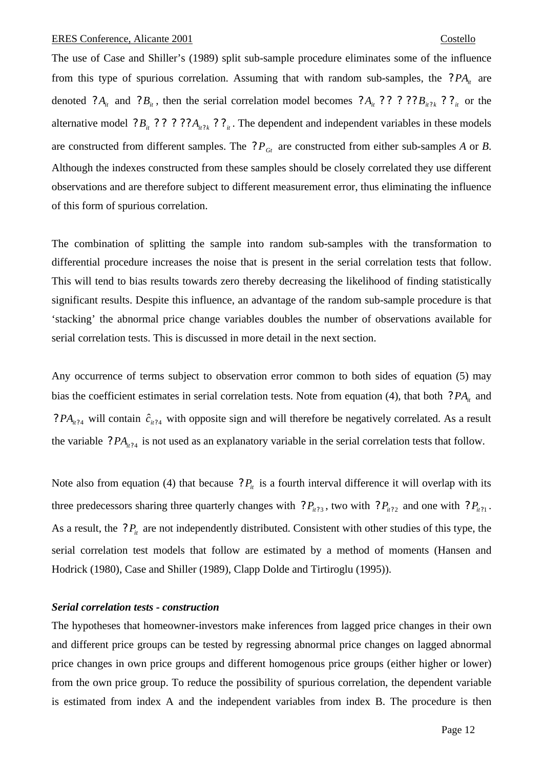The use of Case and Shiller's (1989) split sub-sample procedure eliminates some of the influence from this type of spurious correlation. Assuming that with random sub-samples, the $\Delta PA_{it}$ are denoted $\Delta A_{it}$ and $\Delta B_{it}$, then the serial correlation model becomes $\Delta A_{it} = \alpha + \beta \Delta B_{it-k} + \varepsilon_{it}$ or the alternative model $\Delta B_{it} = \alpha + \beta \Delta A_{it-k} + \varepsilon_{it}$. The dependent and independent variables in these models are constructed from different samples. The $\Delta P_{Gt}$ are constructed from either sub-samples *A* or *B*. Although the indexes constructed from these samples should be closely correlated they use different observations and are therefore subject to different measurement error, thus eliminating the influence of this form of spurious correlation.

The combination of splitting the sample into random sub-samples with the transformation to differential procedure increases the noise that is present in the serial correlation tests that follow. This will tend to bias results towards zero thereby decreasing the likelihood of finding statistically significant results. Despite this influence, an advantage of the random sub-sample procedure is that 'stacking' the abnormal price change variables doubles the number of observations available for serial correlation tests. This is discussed in more detail in the next section.

Any occurrence of terms subject to observation error common to both sides of equation (5) may bias the coefficient estimates in serial correlation tests. Note from equation (4), that both $\Delta PA_{it}$ and $\Delta PA_{it-4}$ will contain $\hat{c}_{it-4}$ with opposite sign and will therefore be negatively correlated. As a result the variable $\Delta PA_{it-4}$ is not used as an explanatory variable in the serial correlation tests that follow.

Note also from equation (4) that because $\Delta P_{it}$ is a fourth interval difference it will overlap with its three predecessors sharing three quarterly changes with $\Delta P_{it-3}$, two with $\Delta P_{it-2}$ and one with $\Delta P_{it-1}$. As a result, the $\Delta P_{it}$ are not independently distributed. Consistent with other studies of this type, the serial correlation test models that follow are estimated by a method of moments (Hansen and Hodrick (1980), Case and Shiller (1989), Clapp Dolde and Tirtiroglu (1995)).

***Serial correlation tests - construction***

The hypotheses that homeowner-investors make inferences from lagged price changes in their own and different price groups can be tested by regressing abnormal price changes on lagged abnormal price changes in own price groups and different homogenous price groups (either higher or lower) from the own price group. To reduce the possibility of spurious correlation, the dependent variable is estimated from index A and the independent variables from index B. The procedure is then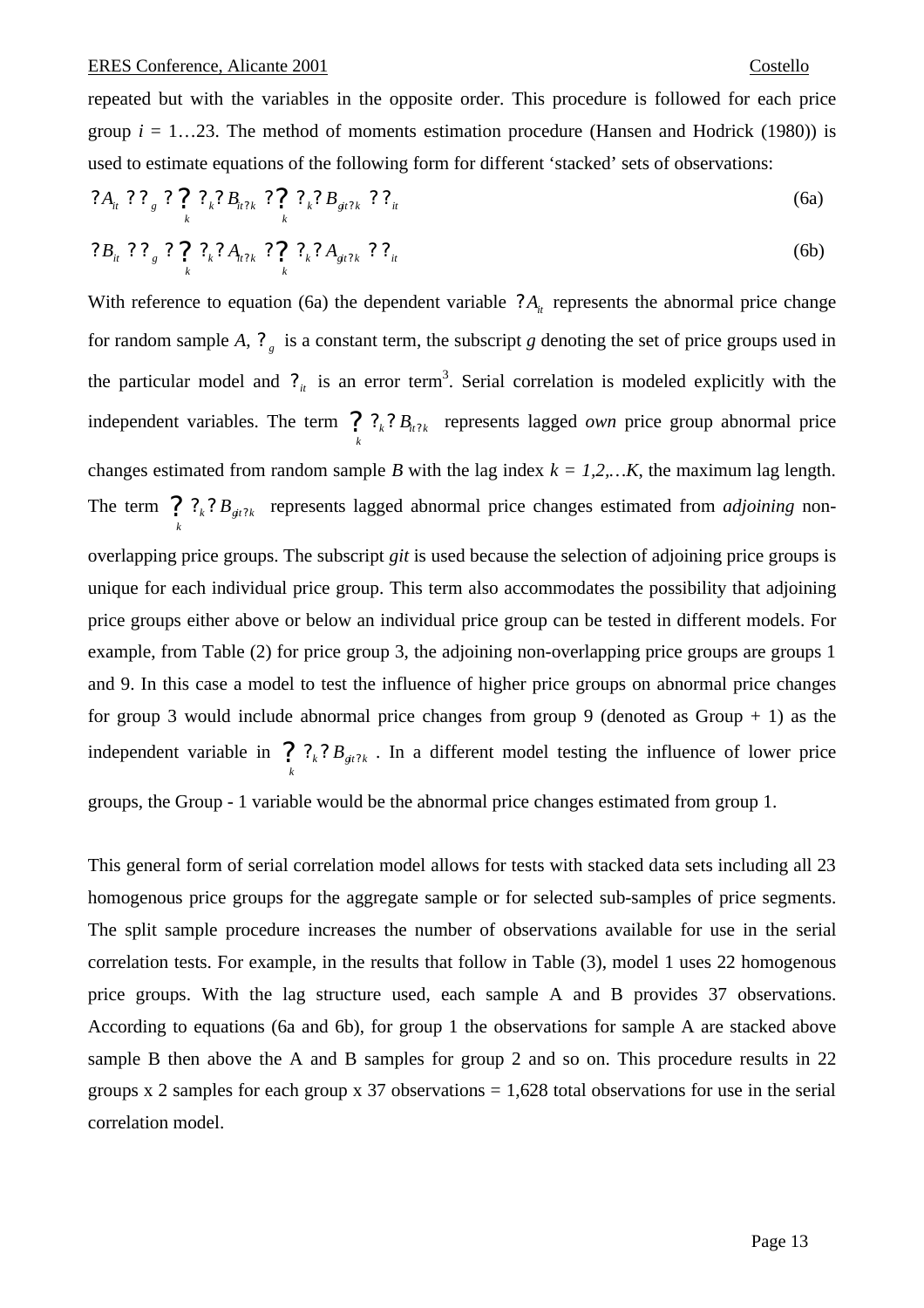repeated but with the variables in the opposite order. This procedure is followed for each price group $i$ = 1…23. The method of moments estimation procedure (Hansen and Hodrick (1980)) is used to estimate equations of the following form for different 'stacked' sets of observations:

$$\Delta A_{it} = \alpha_g + \sum_k \beta_k \Delta B_{it-k} + \sum_k \gamma_k \Delta B_{git-k} + \varepsilon_{it} \tag{6a}$$

$$\Delta B_{it} = \alpha_g + \sum_k \beta_k \Delta A_{it-k} + \sum_k \gamma_k \Delta A_{git-k} + \varepsilon_{it} \tag{6b}$$

With reference to equation (6a) the dependent variable $\Delta A_{it}$ represents the abnormal price change for random sample $A$, $\alpha_g$ is a constant term, the subscript $g$ denoting the set of price groups used in the particular model and $\varepsilon_{it}$ is an error term[3]. Serial correlation is modeled explicitly with the independent variables. The term $\sum_k \beta_k \Delta B_{it-k}$ represents lagged *own* price group abnormal price changes estimated from random sample $B$ with the lag index $k = 1,2,\ldots K$, the maximum lag length. The term $\sum_k \gamma_k \Delta B_{git-k}$ represents lagged abnormal price changes estimated from *adjoining* non-overlapping price groups. The subscript *git* is used because the selection of adjoining price groups is unique for each individual price group. This term also accommodates the possibility that adjoining price groups either above or below an individual price group can be tested in different models. For example, from Table (2) for price group 3, the adjoining non-overlapping price groups are groups 1 and 9. In this case a model to test the influence of higher price groups on abnormal price changes for group 3 would include abnormal price changes from group 9 (denoted as Group + 1) as the independent variable in $\sum_k \gamma_k \Delta B_{git-k}$. In a different model testing the influence of lower price groups, the Group - 1 variable would be the abnormal price changes estimated from group 1.

This general form of serial correlation model allows for tests with stacked data sets including all 23 homogenous price groups for the aggregate sample or for selected sub-samples of price segments. The split sample procedure increases the number of observations available for use in the serial correlation tests. For example, in the results that follow in Table (3), model 1 uses 22 homogenous price groups. With the lag structure used, each sample A and B provides 37 observations. According to equations (6a and 6b), for group 1 the observations for sample A are stacked above sample B then above the A and B samples for group 2 and so on. This procedure results in 22 groups x 2 samples for each group x 37 observations = 1,628 total observations for use in the serial correlation model.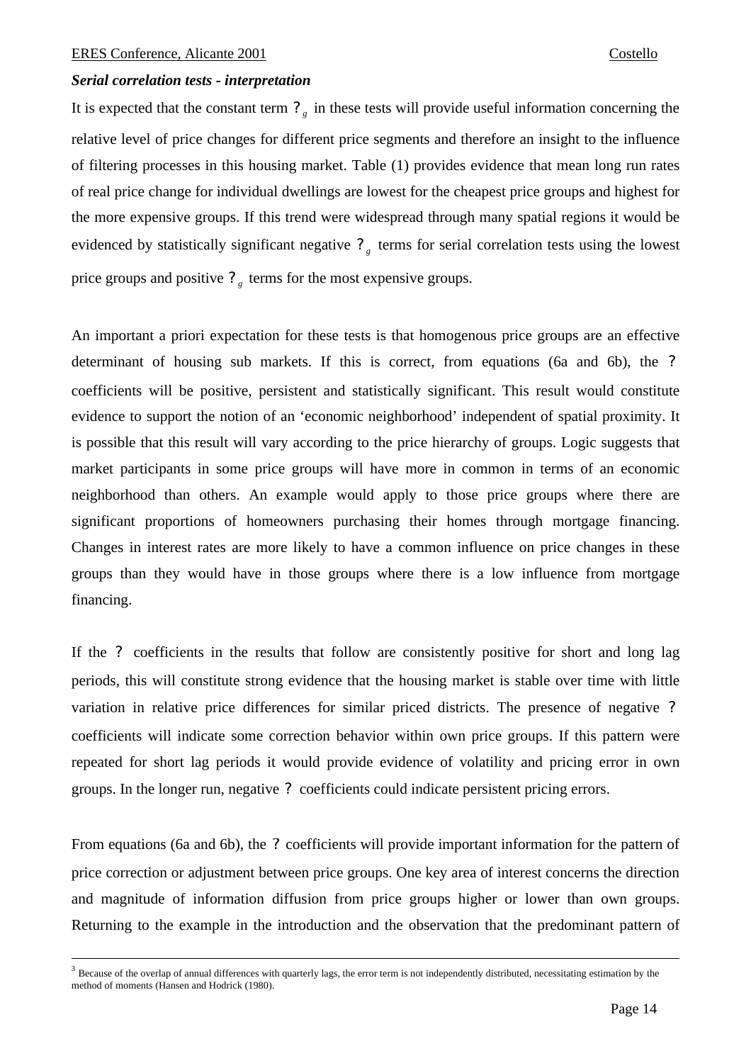***Serial correlation tests - interpretation***

It is expected that the constant term ?$_g$ in these tests will provide useful information concerning the relative level of price changes for different price segments and therefore an insight to the influence of filtering processes in this housing market. Table (1) provides evidence that mean long run rates of real price change for individual dwellings are lowest for the cheapest price groups and highest for the more expensive groups. If this trend were widespread through many spatial regions it would be evidenced by statistically significant negative ?$_g$ terms for serial correlation tests using the lowest price groups and positive ?$_g$ terms for the most expensive groups.

An important a priori expectation for these tests is that homogenous price groups are an effective determinant of housing sub markets. If this is correct, from equations (6a and 6b), the ? coefficients will be positive, persistent and statistically significant. This result would constitute evidence to support the notion of an 'economic neighborhood' independent of spatial proximity. It is possible that this result will vary according to the price hierarchy of groups. Logic suggests that market participants in some price groups will have more in common in terms of an economic neighborhood than others. An example would apply to those price groups where there are significant proportions of homeowners purchasing their homes through mortgage financing. Changes in interest rates are more likely to have a common influence on price changes in these groups than they would have in those groups where there is a low influence from mortgage financing.

If the ? coefficients in the results that follow are consistently positive for short and long lag periods, this will constitute strong evidence that the housing market is stable over time with little variation in relative price differences for similar priced districts. The presence of negative ? coefficients will indicate some correction behavior within own price groups. If this pattern were repeated for short lag periods it would provide evidence of volatility and pricing error in own groups. In the longer run, negative ? coefficients could indicate persistent pricing errors.

From equations (6a and 6b), the ? coefficients will provide important information for the pattern of price correction or adjustment between price groups. One key area of interest concerns the direction and magnitude of information diffusion from price groups higher or lower than own groups. Returning to the example in the introduction and the observation that the predominant pattern of

---

[3] Because of the overlap of annual differences with quarterly lags, the error term is not independently distributed, necessitating estimation by the method of moments (Hansen and Hodrick (1980).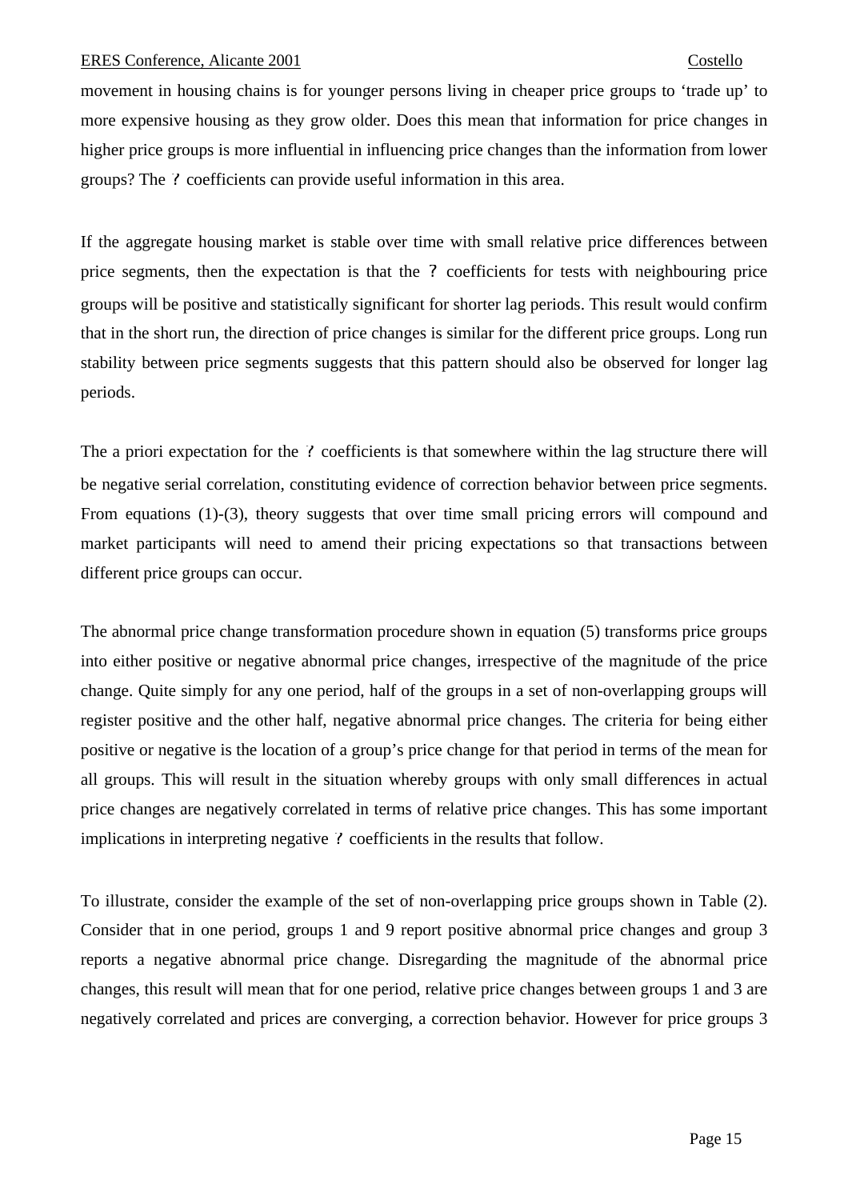movement in housing chains is for younger persons living in cheaper price groups to 'trade up' to more expensive housing as they grow older. Does this mean that information for price changes in higher price groups is more influential in influencing price changes than the information from lower groups? The ? coefficients can provide useful information in this area.

If the aggregate housing market is stable over time with small relative price differences between price segments, then the expectation is that the ? coefficients for tests with neighbouring price groups will be positive and statistically significant for shorter lag periods. This result would confirm that in the short run, the direction of price changes is similar for the different price groups. Long run stability between price segments suggests that this pattern should also be observed for longer lag periods.

The a priori expectation for the ? coefficients is that somewhere within the lag structure there will be negative serial correlation, constituting evidence of correction behavior between price segments. From equations (1)-(3), theory suggests that over time small pricing errors will compound and market participants will need to amend their pricing expectations so that transactions between different price groups can occur.

The abnormal price change transformation procedure shown in equation (5) transforms price groups into either positive or negative abnormal price changes, irrespective of the magnitude of the price change. Quite simply for any one period, half of the groups in a set of non-overlapping groups will register positive and the other half, negative abnormal price changes. The criteria for being either positive or negative is the location of a group's price change for that period in terms of the mean for all groups. This will result in the situation whereby groups with only small differences in actual price changes are negatively correlated in terms of relative price changes. This has some important implications in interpreting negative ? coefficients in the results that follow.

To illustrate, consider the example of the set of non-overlapping price groups shown in Table (2). Consider that in one period, groups 1 and 9 report positive abnormal price changes and group 3 reports a negative abnormal price change. Disregarding the magnitude of the abnormal price changes, this result will mean that for one period, relative price changes between groups 1 and 3 are negatively correlated and prices are converging, a correction behavior. However for price groups 3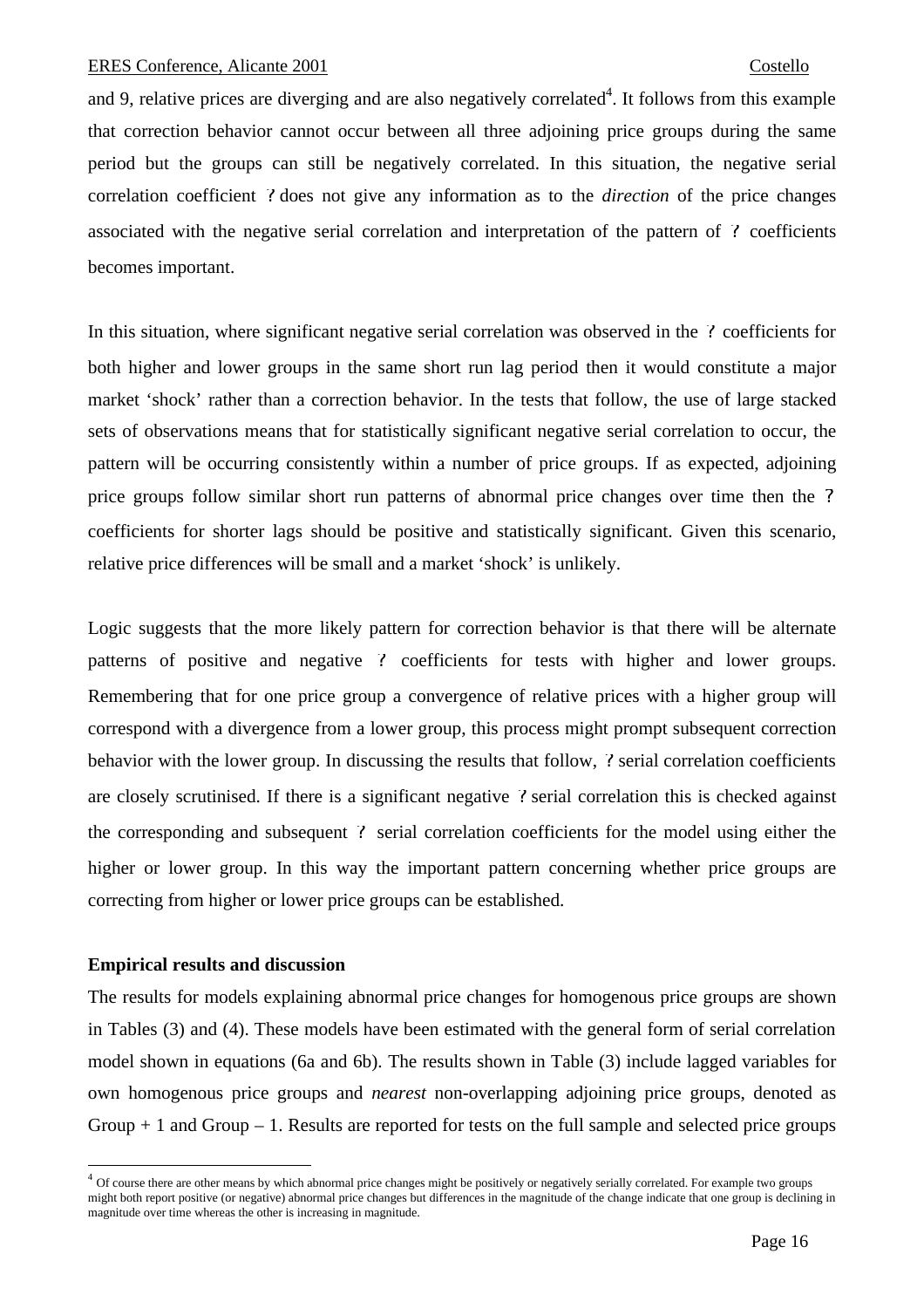and 9, relative prices are diverging and are also negatively correlated[4]. It follows from this example that correction behavior cannot occur between all three adjoining price groups during the same period but the groups can still be negatively correlated. In this situation, the negative serial correlation coefficient ? does not give any information as to the *direction* of the price changes associated with the negative serial correlation and interpretation of the pattern of ? coefficients becomes important.

In this situation, where significant negative serial correlation was observed in the ? coefficients for both higher and lower groups in the same short run lag period then it would constitute a major market 'shock' rather than a correction behavior. In the tests that follow, the use of large stacked sets of observations means that for statistically significant negative serial correlation to occur, the pattern will be occurring consistently within a number of price groups. If as expected, adjoining price groups follow similar short run patterns of abnormal price changes over time then the ? coefficients for shorter lags should be positive and statistically significant. Given this scenario, relative price differences will be small and a market 'shock' is unlikely.

Logic suggests that the more likely pattern for correction behavior is that there will be alternate patterns of positive and negative ? coefficients for tests with higher and lower groups. Remembering that for one price group a convergence of relative prices with a higher group will correspond with a divergence from a lower group, this process might prompt subsequent correction behavior with the lower group. In discussing the results that follow, ? serial correlation coefficients are closely scrutinised. If there is a significant negative ? serial correlation this is checked against the corresponding and subsequent ? serial correlation coefficients for the model using either the higher or lower group. In this way the important pattern concerning whether price groups are correcting from higher or lower price groups can be established.

**Empirical results and discussion**

The results for models explaining abnormal price changes for homogenous price groups are shown in Tables (3) and (4). These models have been estimated with the general form of serial correlation model shown in equations (6a and 6b). The results shown in Table (3) include lagged variables for own homogenous price groups and *nearest* non-overlapping adjoining price groups, denoted as Group + 1 and Group – 1. Results are reported for tests on the full sample and selected price groups

[4] Of course there are other means by which abnormal price changes might be positively or negatively serially correlated. For example two groups might both report positive (or negative) abnormal price changes but differences in the magnitude of the change indicate that one group is declining in magnitude over time whereas the other is increasing in magnitude.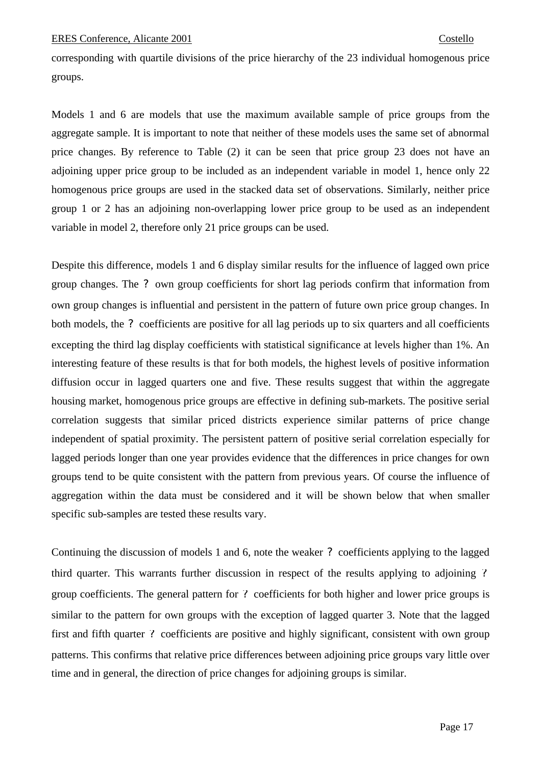corresponding with quartile divisions of the price hierarchy of the 23 individual homogenous price groups.

Models 1 and 6 are models that use the maximum available sample of price groups from the aggregate sample. It is important to note that neither of these models uses the same set of abnormal price changes. By reference to Table (2) it can be seen that price group 23 does not have an adjoining upper price group to be included as an independent variable in model 1, hence only 22 homogenous price groups are used in the stacked data set of observations. Similarly, neither price group 1 or 2 has an adjoining non-overlapping lower price group to be used as an independent variable in model 2, therefore only 21 price groups can be used.

Despite this difference, models 1 and 6 display similar results for the influence of lagged own price group changes. The ? own group coefficients for short lag periods confirm that information from own group changes is influential and persistent in the pattern of future own price group changes. In both models, the ? coefficients are positive for all lag periods up to six quarters and all coefficients excepting the third lag display coefficients with statistical significance at levels higher than 1%. An interesting feature of these results is that for both models, the highest levels of positive information diffusion occur in lagged quarters one and five. These results suggest that within the aggregate housing market, homogenous price groups are effective in defining sub-markets. The positive serial correlation suggests that similar priced districts experience similar patterns of price change independent of spatial proximity. The persistent pattern of positive serial correlation especially for lagged periods longer than one year provides evidence that the differences in price changes for own groups tend to be quite consistent with the pattern from previous years. Of course the influence of aggregation within the data must be considered and it will be shown below that when smaller specific sub-samples are tested these results vary.

Continuing the discussion of models 1 and 6, note the weaker ? coefficients applying to the lagged third quarter. This warrants further discussion in respect of the results applying to adjoining ? group coefficients. The general pattern for ? coefficients for both higher and lower price groups is similar to the pattern for own groups with the exception of lagged quarter 3. Note that the lagged first and fifth quarter ? coefficients are positive and highly significant, consistent with own group patterns. This confirms that relative price differences between adjoining price groups vary little over time and in general, the direction of price changes for adjoining groups is similar.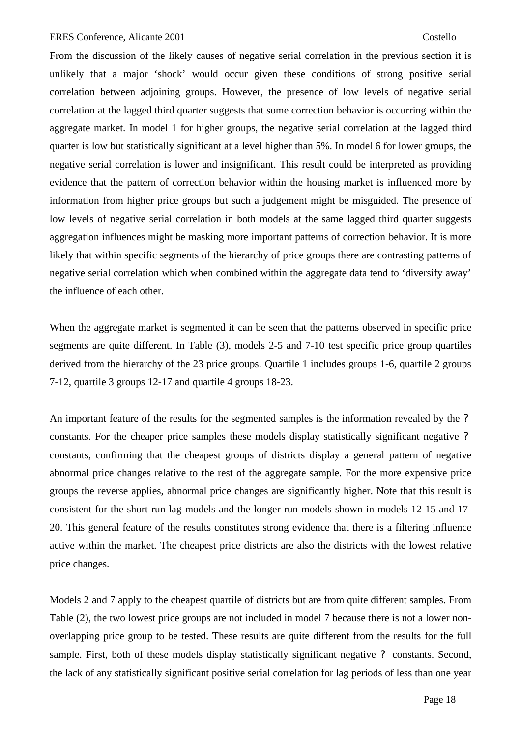From the discussion of the likely causes of negative serial correlation in the previous section it is unlikely that a major 'shock' would occur given these conditions of strong positive serial correlation between adjoining groups. However, the presence of low levels of negative serial correlation at the lagged third quarter suggests that some correction behavior is occurring within the aggregate market. In model 1 for higher groups, the negative serial correlation at the lagged third quarter is low but statistically significant at a level higher than 5%. In model 6 for lower groups, the negative serial correlation is lower and insignificant. This result could be interpreted as providing evidence that the pattern of correction behavior within the housing market is influenced more by information from higher price groups but such a judgement might be misguided. The presence of low levels of negative serial correlation in both models at the same lagged third quarter suggests aggregation influences might be masking more important patterns of correction behavior. It is more likely that within specific segments of the hierarchy of price groups there are contrasting patterns of negative serial correlation which when combined within the aggregate data tend to 'diversify away' the influence of each other.

When the aggregate market is segmented it can be seen that the patterns observed in specific price segments are quite different. In Table (3), models 2-5 and 7-10 test specific price group quartiles derived from the hierarchy of the 23 price groups. Quartile 1 includes groups 1-6, quartile 2 groups 7-12, quartile 3 groups 12-17 and quartile 4 groups 18-23.

An important feature of the results for the segmented samples is the information revealed by the ? constants. For the cheaper price samples these models display statistically significant negative ? constants, confirming that the cheapest groups of districts display a general pattern of negative abnormal price changes relative to the rest of the aggregate sample. For the more expensive price groups the reverse applies, abnormal price changes are significantly higher. Note that this result is consistent for the short run lag models and the longer-run models shown in models 12-15 and 17-20. This general feature of the results constitutes strong evidence that there is a filtering influence active within the market. The cheapest price districts are also the districts with the lowest relative price changes.

Models 2 and 7 apply to the cheapest quartile of districts but are from quite different samples. From Table (2), the two lowest price groups are not included in model 7 because there is not a lower non-overlapping price group to be tested. These results are quite different from the results for the full sample. First, both of these models display statistically significant negative ? constants. Second, the lack of any statistically significant positive serial correlation for lag periods of less than one year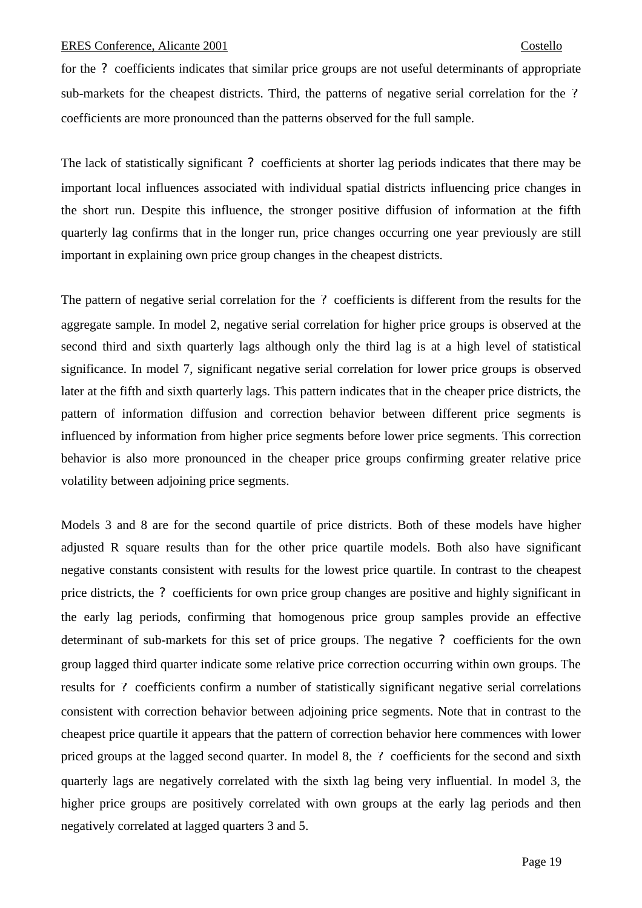for the ? coefficients indicates that similar price groups are not useful determinants of appropriate sub-markets for the cheapest districts. Third, the patterns of negative serial correlation for the ? coefficients are more pronounced than the patterns observed for the full sample.

The lack of statistically significant ? coefficients at shorter lag periods indicates that there may be important local influences associated with individual spatial districts influencing price changes in the short run. Despite this influence, the stronger positive diffusion of information at the fifth quarterly lag confirms that in the longer run, price changes occurring one year previously are still important in explaining own price group changes in the cheapest districts.

The pattern of negative serial correlation for the ? coefficients is different from the results for the aggregate sample. In model 2, negative serial correlation for higher price groups is observed at the second third and sixth quarterly lags although only the third lag is at a high level of statistical significance. In model 7, significant negative serial correlation for lower price groups is observed later at the fifth and sixth quarterly lags. This pattern indicates that in the cheaper price districts, the pattern of information diffusion and correction behavior between different price segments is influenced by information from higher price segments before lower price segments. This correction behavior is also more pronounced in the cheaper price groups confirming greater relative price volatility between adjoining price segments.

Models 3 and 8 are for the second quartile of price districts. Both of these models have higher adjusted R square results than for the other price quartile models. Both also have significant negative constants consistent with results for the lowest price quartile. In contrast to the cheapest price districts, the ? coefficients for own price group changes are positive and highly significant in the early lag periods, confirming that homogenous price group samples provide an effective determinant of sub-markets for this set of price groups. The negative ? coefficients for the own group lagged third quarter indicate some relative price correction occurring within own groups. The results for ? coefficients confirm a number of statistically significant negative serial correlations consistent with correction behavior between adjoining price segments. Note that in contrast to the cheapest price quartile it appears that the pattern of correction behavior here commences with lower priced groups at the lagged second quarter. In model 8, the ? coefficients for the second and sixth quarterly lags are negatively correlated with the sixth lag being very influential. In model 3, the higher price groups are positively correlated with own groups at the early lag periods and then negatively correlated at lagged quarters 3 and 5.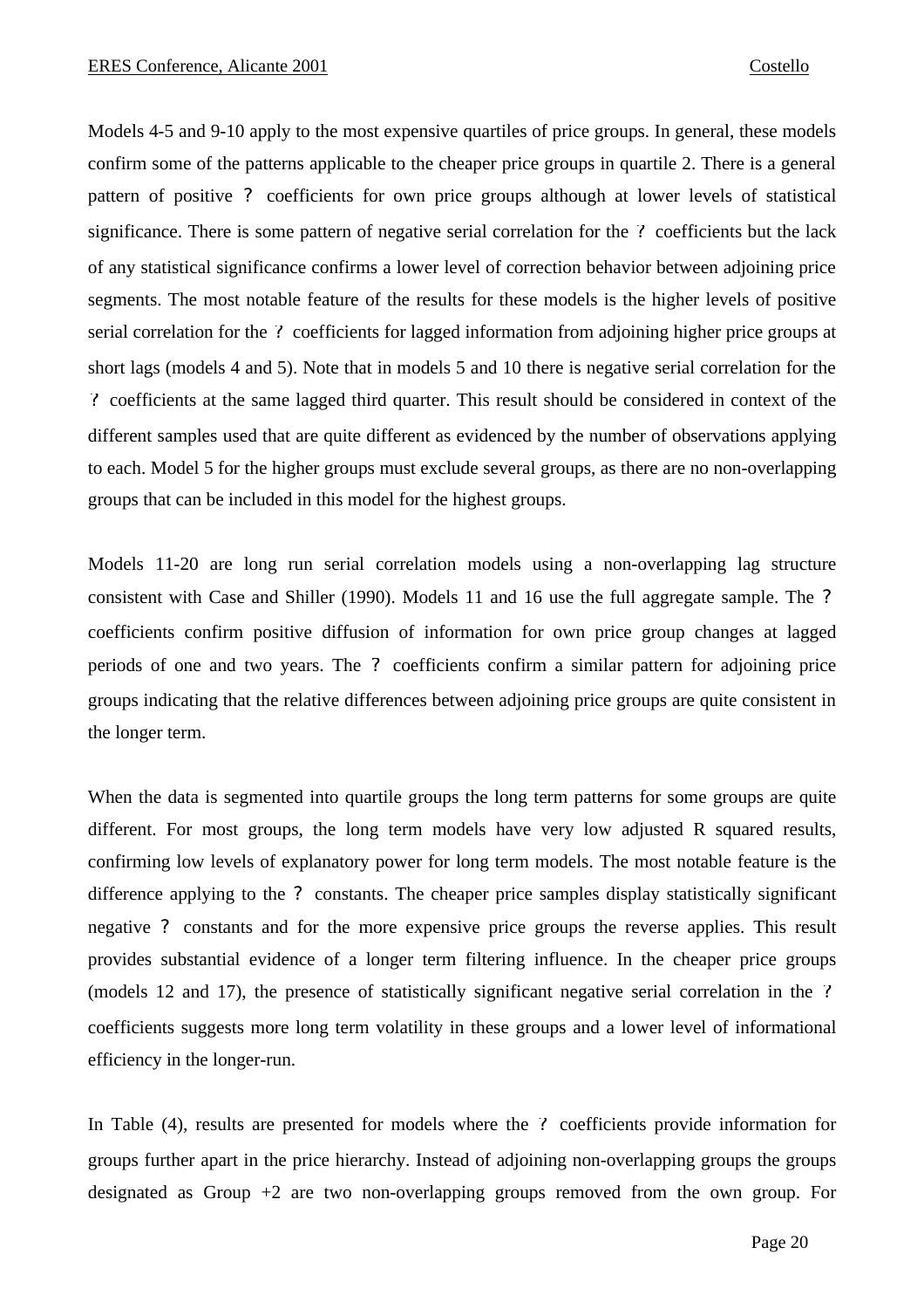Models 4-5 and 9-10 apply to the most expensive quartiles of price groups. In general, these models confirm some of the patterns applicable to the cheaper price groups in quartile 2. There is a general pattern of positive ? coefficients for own price groups although at lower levels of statistical significance. There is some pattern of negative serial correlation for the ? coefficients but the lack of any statistical significance confirms a lower level of correction behavior between adjoining price segments. The most notable feature of the results for these models is the higher levels of positive serial correlation for the ? coefficients for lagged information from adjoining higher price groups at short lags (models 4 and 5). Note that in models 5 and 10 there is negative serial correlation for the ? coefficients at the same lagged third quarter. This result should be considered in context of the different samples used that are quite different as evidenced by the number of observations applying to each. Model 5 for the higher groups must exclude several groups, as there are no non-overlapping groups that can be included in this model for the highest groups.

Models 11-20 are long run serial correlation models using a non-overlapping lag structure consistent with Case and Shiller (1990). Models 11 and 16 use the full aggregate sample. The ? coefficients confirm positive diffusion of information for own price group changes at lagged periods of one and two years. The ? coefficients confirm a similar pattern for adjoining price groups indicating that the relative differences between adjoining price groups are quite consistent in the longer term.

When the data is segmented into quartile groups the long term patterns for some groups are quite different. For most groups, the long term models have very low adjusted R squared results, confirming low levels of explanatory power for long term models. The most notable feature is the difference applying to the ? constants. The cheaper price samples display statistically significant negative ? constants and for the more expensive price groups the reverse applies. This result provides substantial evidence of a longer term filtering influence. In the cheaper price groups (models 12 and 17), the presence of statistically significant negative serial correlation in the ? coefficients suggests more long term volatility in these groups and a lower level of informational efficiency in the longer-run.

In Table (4), results are presented for models where the ? coefficients provide information for groups further apart in the price hierarchy. Instead of adjoining non-overlapping groups the groups designated as Group +2 are two non-overlapping groups removed from the own group. For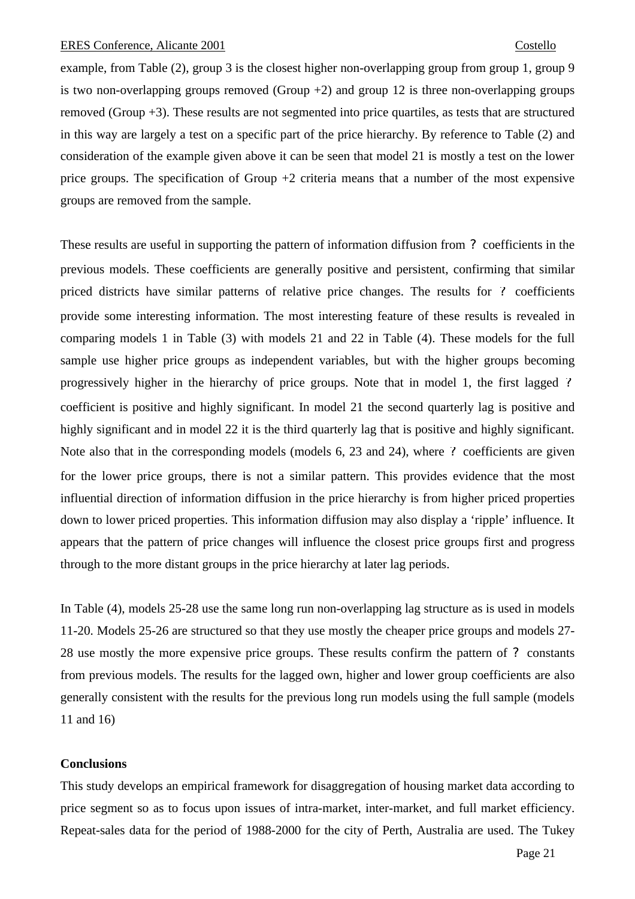example, from Table (2), group 3 is the closest higher non-overlapping group from group 1, group 9 is two non-overlapping groups removed (Group +2) and group 12 is three non-overlapping groups removed (Group +3). These results are not segmented into price quartiles, as tests that are structured in this way are largely a test on a specific part of the price hierarchy. By reference to Table (2) and consideration of the example given above it can be seen that model 21 is mostly a test on the lower price groups. The specification of Group +2 criteria means that a number of the most expensive groups are removed from the sample.

These results are useful in supporting the pattern of information diffusion from ? coefficients in the previous models. These coefficients are generally positive and persistent, confirming that similar priced districts have similar patterns of relative price changes. The results for ? coefficients provide some interesting information. The most interesting feature of these results is revealed in comparing models 1 in Table (3) with models 21 and 22 in Table (4). These models for the full sample use higher price groups as independent variables, but with the higher groups becoming progressively higher in the hierarchy of price groups. Note that in model 1, the first lagged ? coefficient is positive and highly significant. In model 21 the second quarterly lag is positive and highly significant and in model 22 it is the third quarterly lag that is positive and highly significant. Note also that in the corresponding models (models 6, 23 and 24), where ? coefficients are given for the lower price groups, there is not a similar pattern. This provides evidence that the most influential direction of information diffusion in the price hierarchy is from higher priced properties down to lower priced properties. This information diffusion may also display a 'ripple' influence. It appears that the pattern of price changes will influence the closest price groups first and progress through to the more distant groups in the price hierarchy at later lag periods.

In Table (4), models 25-28 use the same long run non-overlapping lag structure as is used in models 11-20. Models 25-26 are structured so that they use mostly the cheaper price groups and models 27-28 use mostly the more expensive price groups. These results confirm the pattern of ? constants from previous models. The results for the lagged own, higher and lower group coefficients are also generally consistent with the results for the previous long run models using the full sample (models 11 and 16)

**Conclusions**

This study develops an empirical framework for disaggregation of housing market data according to price segment so as to focus upon issues of intra-market, inter-market, and full market efficiency. Repeat-sales data for the period of 1988-2000 for the city of Perth, Australia are used. The Tukey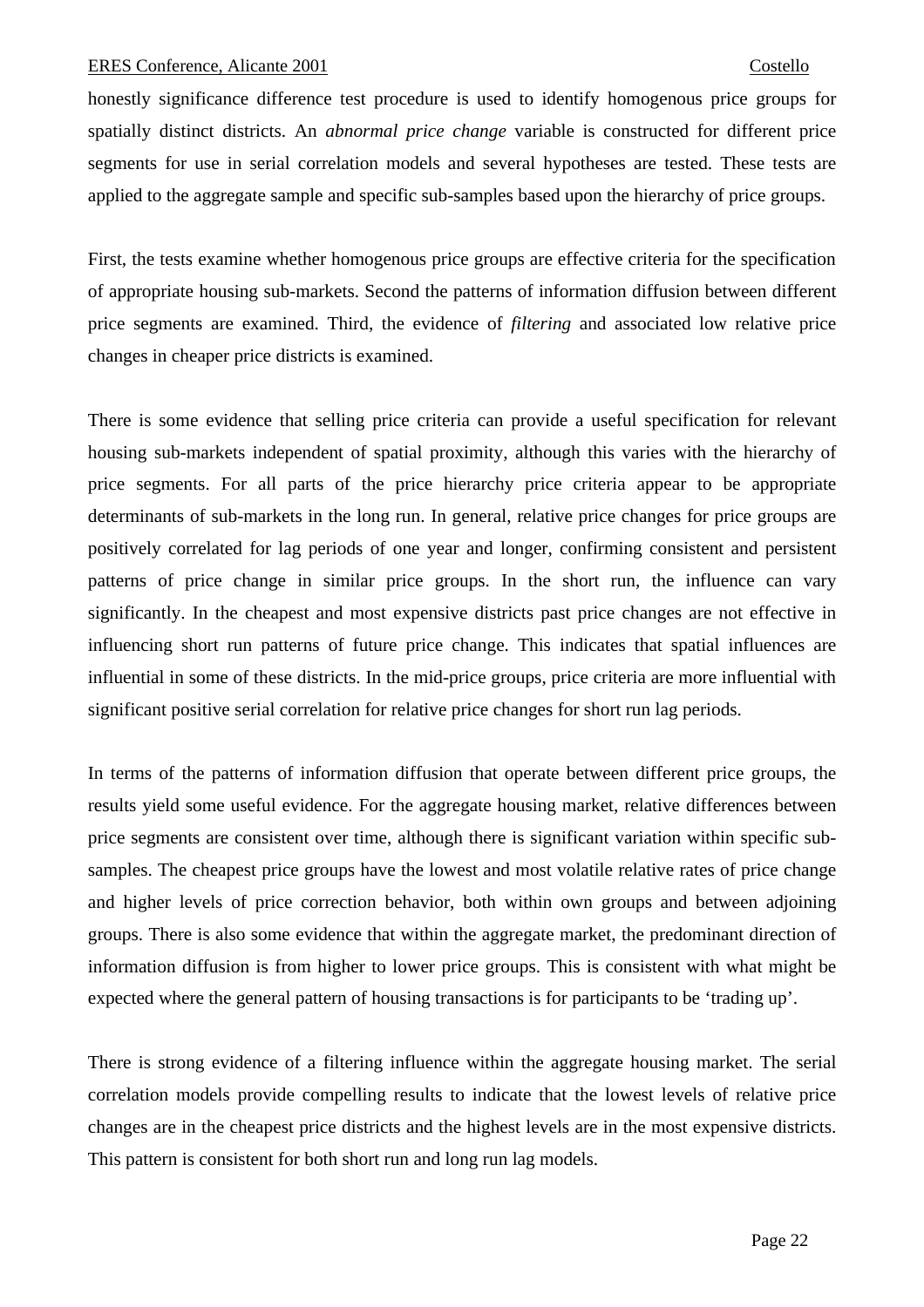honestly significance difference test procedure is used to identify homogenous price groups for spatially distinct districts. An *abnormal price change* variable is constructed for different price segments for use in serial correlation models and several hypotheses are tested. These tests are applied to the aggregate sample and specific sub-samples based upon the hierarchy of price groups.

First, the tests examine whether homogenous price groups are effective criteria for the specification of appropriate housing sub-markets. Second the patterns of information diffusion between different price segments are examined. Third, the evidence of *filtering* and associated low relative price changes in cheaper price districts is examined.

There is some evidence that selling price criteria can provide a useful specification for relevant housing sub-markets independent of spatial proximity, although this varies with the hierarchy of price segments. For all parts of the price hierarchy price criteria appear to be appropriate determinants of sub-markets in the long run. In general, relative price changes for price groups are positively correlated for lag periods of one year and longer, confirming consistent and persistent patterns of price change in similar price groups. In the short run, the influence can vary significantly. In the cheapest and most expensive districts past price changes are not effective in influencing short run patterns of future price change. This indicates that spatial influences are influential in some of these districts. In the mid-price groups, price criteria are more influential with significant positive serial correlation for relative price changes for short run lag periods.

In terms of the patterns of information diffusion that operate between different price groups, the results yield some useful evidence. For the aggregate housing market, relative differences between price segments are consistent over time, although there is significant variation within specific sub-samples. The cheapest price groups have the lowest and most volatile relative rates of price change and higher levels of price correction behavior, both within own groups and between adjoining groups. There is also some evidence that within the aggregate market, the predominant direction of information diffusion is from higher to lower price groups. This is consistent with what might be expected where the general pattern of housing transactions is for participants to be 'trading up'.

There is strong evidence of a filtering influence within the aggregate housing market. The serial correlation models provide compelling results to indicate that the lowest levels of relative price changes are in the cheapest price districts and the highest levels are in the most expensive districts. This pattern is consistent for both short run and long run lag models.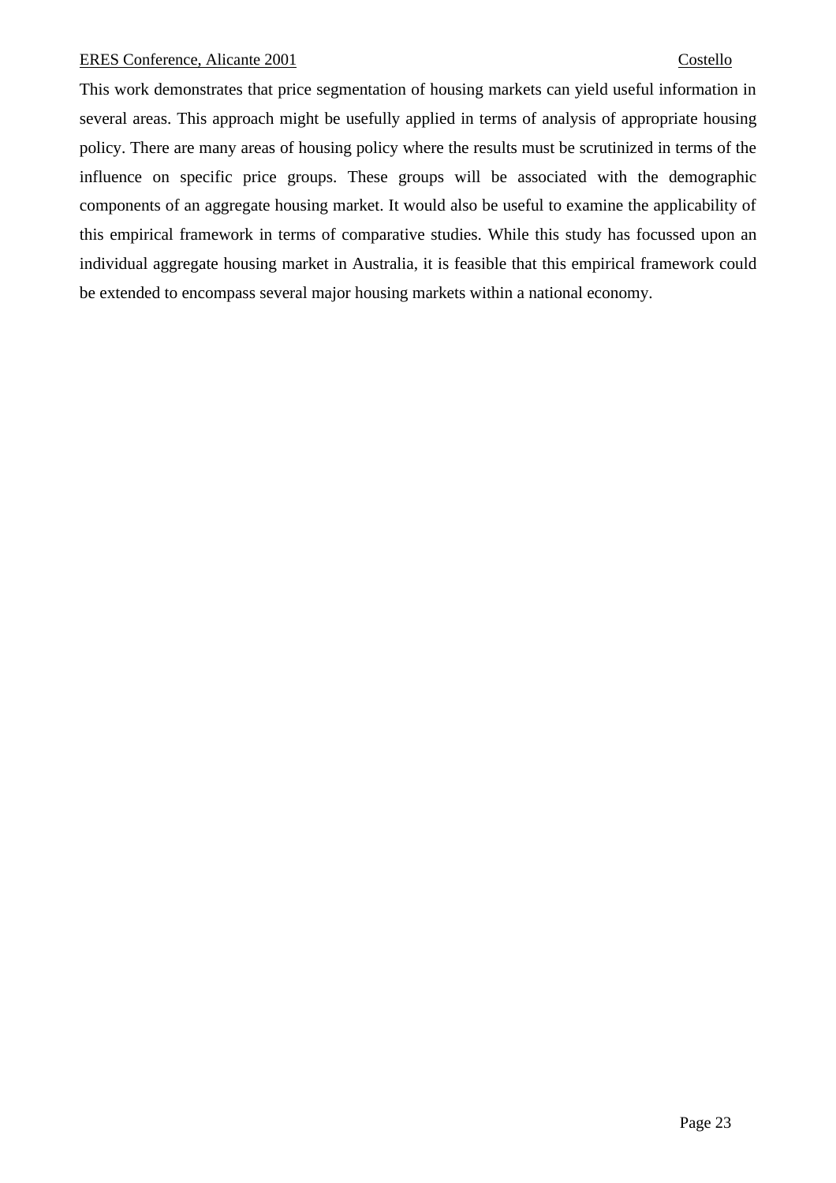This work demonstrates that price segmentation of housing markets can yield useful information in several areas. This approach might be usefully applied in terms of analysis of appropriate housing policy. There are many areas of housing policy where the results must be scrutinized in terms of the influence on specific price groups. These groups will be associated with the demographic components of an aggregate housing market. It would also be useful to examine the applicability of this empirical framework in terms of comparative studies. While this study has focussed upon an individual aggregate housing market in Australia, it is feasible that this empirical framework could be extended to encompass several major housing markets within a national economy.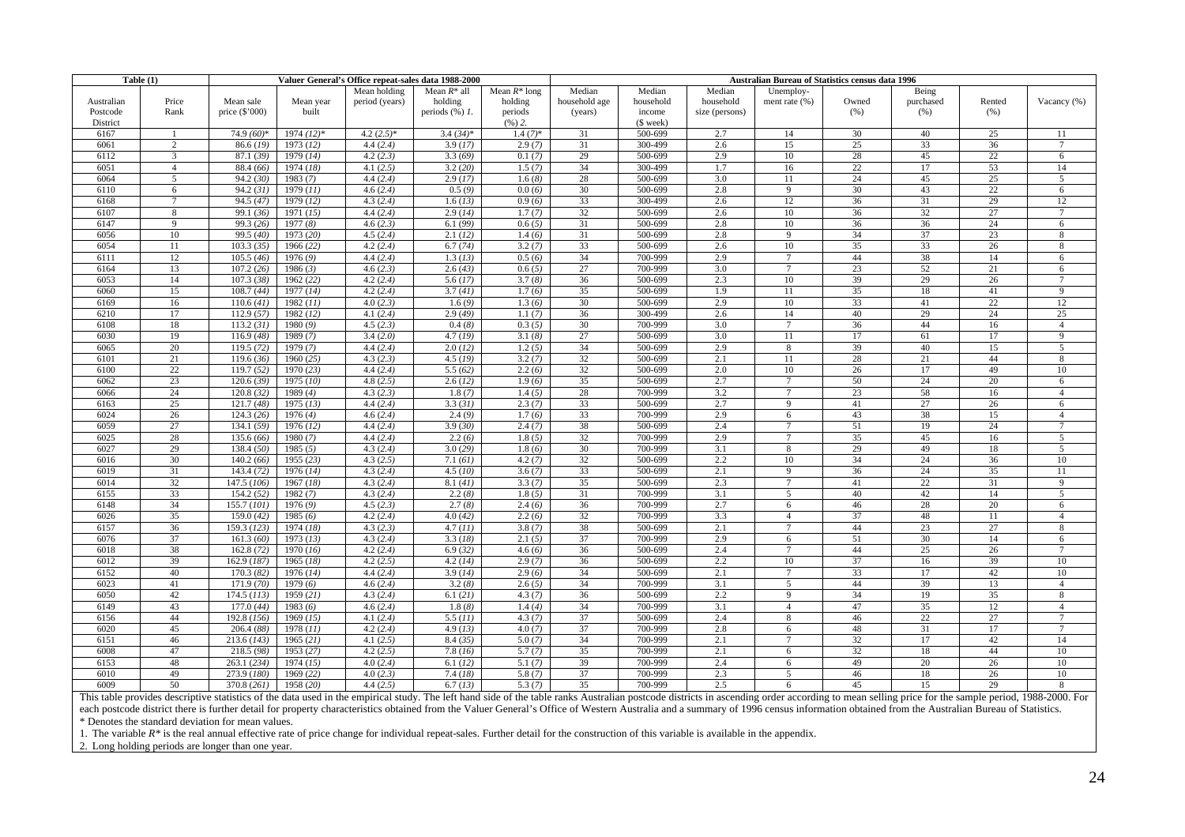| Table (1) | | Valuer General's Office repeat-sales data 1988-2000 | | | | | Australian Bureau of Statistics census data 1996 | | | | | | | | |
|---|---|---|---|---|---|---|---|---|---|---|---|---|---|---|---|
| Australian Postcode District | Price Rank | Mean sale price ($'000) | Mean year built | Mean holding period (years) | Mean $R^*$ all holding periods (%) 1. | Mean $R^*$ long holding periods (%) 2. | Median household age (years) | Median household income ($ week) | Median household size (persons) | Unemployment rate (%) | Owned (%) | Being purchased (%) | Rented (%) | Vacancy (%) |
| 6167 | 1 | 74.9 *(60)** | 1974 *(12)** | 4.2 *(2.5)** | 3.4 *(34)** | 1.4 *(7)** | 31 | 500-699 | 2.7 | 14 | 30 | 40 | 25 | 11 |
| 6061 | 2 | 86.6 *(19)* | 1973 *(12)* | 4.4 *(2.4)* | 3.9 *(17)* | 2.9 *(7)* | 31 | 300-499 | 2.6 | 15 | 25 | 33 | 36 | 7 |
| 6112 | 3 | 87.1 *(39)* | 1979 *(14)* | 4.2 *(2.3)* | 3.3 *(69)* | 0.1 *(7)* | 29 | 500-699 | 2.9 | 10 | 28 | 45 | 22 | 6 |
| 6051 | 4 | 88.4 *(66)* | 1974 *(18)* | 4.1 *(2.5)* | 3.2 *(20)* | 1.5 *(7)* | 34 | 300-499 | 1.7 | 16 | 22 | 17 | 53 | 14 |
| 6064 | 5 | 94.2 *(30)* | 1983 *(7)* | 4.4 *(2.4)* | 2.9 *(17)* | 1.6 *(8)* | 28 | 500-699 | 3.0 | 11 | 24 | 45 | 25 | 5 |
| 6110 | 6 | 94.2 *(31)* | 1979 *(11)* | 4.6 *(2.4)* | 0.5 *(9)* | 0.0 *(6)* | 30 | 500-699 | 2.8 | 9 | 30 | 43 | 22 | 6 |
| 6168 | 7 | 94.5 *(47)* | 1979 *(12)* | 4.3 *(2.4)* | 1.6 *(13)* | 0.9 *(6)* | 33 | 300-499 | 2.6 | 12 | 36 | 31 | 29 | 12 |
| 6107 | 8 | 99.1 *(36)* | 1971 *(15)* | 4.4 *(2.4)* | 2.9 *(14)* | 1.7 *(7)* | 32 | 500-699 | 2.6 | 10 | 36 | 32 | 27 | 7 |
| 6147 | 9 | 99.3 *(26)* | 1977 *(8)* | 4.6 *(2.3)* | 6.1 *(99)* | 0.6 *(5)* | 31 | 500-699 | 2.8 | 10 | 36 | 36 | 24 | 6 |
| 6056 | 10 | 99.5 *(40)* | 1973 *(20)* | 4.5 *(2.4)* | 2.1 *(12)* | 1.4 *(6)* | 31 | 500-699 | 2.8 | 9 | 34 | 37 | 23 | 8 |
| 6054 | 11 | 103.3 *(35)* | 1966 *(22)* | 4.2 *(2.4)* | 6.7 *(74)* | 3.2 *(7)* | 33 | 500-699 | 2.6 | 10 | 35 | 33 | 26 | 8 |
| 6111 | 12 | 105.5 *(46)* | 1976 *(9)* | 4.4 *(2.4)* | 1.3 *(13)* | 0.5 *(6)* | 34 | 700-999 | 2.9 | 7 | 44 | 38 | 14 | 6 |
| 6164 | 13 | 107.2 *(26)* | 1986 *(3)* | 4.6 *(2.3)* | 2.6 *(43)* | 0.6 *(5)* | 27 | 700-999 | 3.0 | 7 | 23 | 52 | 21 | 6 |
| 6053 | 14 | 107.3 *(38)* | 1962 *(22)* | 4.2 *(2.4)* | 5.6 *(17)* | 3.7 *(8)* | 36 | 500-699 | 2.3 | 10 | 39 | 29 | 26 | 7 |
| 6060 | 15 | 108.7 *(44)* | 1977 *(14)* | 4.2 *(2.4)* | 3.7 *(41)* | 1.7 *(6)* | 35 | 500-699 | 1.9 | 11 | 35 | 18 | 41 | 9 |
| 6169 | 16 | 110.6 *(41)* | 1982 *(11)* | 4.0 *(2.3)* | 1.6 *(9)* | 1.3 *(6)* | 30 | 500-699 | 2.9 | 10 | 33 | 41 | 22 | 12 |
| 6210 | 17 | 112.9 *(57)* | 1982 *(12)* | 4.1 *(2.4)* | 2.9 *(49)* | 1.1 *(7)* | 36 | 300-499 | 2.6 | 14 | 40 | 29 | 24 | 25 |
| 6108 | 18 | 113.2 *(31)* | 1980 *(9)* | 4.5 *(2.3)* | 0.4 *(8)* | 0.3 *(5)* | 30 | 700-999 | 3.0 | 7 | 36 | 44 | 16 | 4 |
| 6030 | 19 | 116.9 *(48)* | 1989 *(7)* | 3.4 *(2.0)* | 4.7 *(19)* | 3.1 *(8)* | 27 | 500-699 | 3.0 | 11 | 17 | 61 | 17 | 9 |
| 6065 | 20 | 119.5 *(72)* | 1979 *(7)* | 4.4 *(2.4)* | 2.0 *(12)* | 1.2 *(5)* | 34 | 500-699 | 2.9 | 8 | 39 | 40 | 15 | 5 |
| 6101 | 21 | 119.6 *(36)* | 1960 *(25)* | 4.3 *(2.3)* | 4.5 *(19)* | 3.2 *(7)* | 32 | 500-699 | 2.1 | 11 | 28 | 21 | 44 | 8 |
| 6100 | 22 | 119.7 *(52)* | 1970 *(23)* | 4.4 *(2.4)* | 5.5 *(62)* | 2.2 *(6)* | 32 | 500-699 | 2.0 | 10 | 26 | 17 | 49 | 10 |
| 6062 | 23 | 120.6 *(39)* | 1975 *(10)* | 4.8 *(2.5)* | 2.6 *(12)* | 1.9 *(6)* | 35 | 500-699 | 2.7 | 7 | 50 | 24 | 20 | 6 |
| 6066 | 24 | 120.8 *(32)* | 1989 *(4)* | 4.3 *(2.3)* | 1.8 *(7)* | 1.4 *(5)* | 28 | 700-999 | 3.2 | 7 | 23 | 58 | 16 | 4 |
| 6163 | 25 | 121.7 *(48)* | 1975 *(13)* | 4.4 *(2.4)* | 3.3 *(31)* | 2.3 *(7)* | 33 | 500-699 | 2.7 | 9 | 41 | 27 | 26 | 6 |
| 6024 | 26 | 124.3 *(26)* | 1976 *(4)* | 4.6 *(2.4)* | 2.4 *(9)* | 1.7 *(6)* | 33 | 700-999 | 2.9 | 6 | 43 | 38 | 15 | 4 |
| 6059 | 27 | 134.1 *(59)* | 1976 *(12)* | 4.4 *(2.4)* | 3.9 *(30)* | 2.4 *(7)* | 38 | 500-699 | 2.4 | 7 | 51 | 19 | 24 | 7 |
| 6025 | 28 | 135.6 *(66)* | 1980 *(7)* | 4.4 *(2.4)* | 2.2 *(6)* | 1.8 *(5)* | 32 | 700-999 | 2.9 | 7 | 35 | 45 | 16 | 5 |
| 6027 | 29 | 138.4 *(50)* | 1985 *(5)* | 4.3 *(2.4)* | 3.0 *(29)* | 1.8 *(6)* | 30 | 700-999 | 3.1 | 8 | 29 | 49 | 18 | 5 |
| 6016 | 30 | 140.2 *(66)* | 1955 *(23)* | 4.3 *(2.5)* | 7.1 *(61)* | 4.2 *(7)* | 32 | 500-699 | 2.2 | 10 | 34 | 24 | 36 | 10 |
| 6019 | 31 | 143.4 *(72)* | 1976 *(14)* | 4.3 *(2.4)* | 4.5 *(10)* | 3.6 *(7)* | 33 | 500-699 | 2.1 | 9 | 36 | 24 | 35 | 11 |
| 6014 | 32 | 147.5 *(106)* | 1967 *(18)* | 4.3 *(2.4)* | 8.1 *(41)* | 3.3 *(7)* | 35 | 500-699 | 2.3 | 7 | 41 | 22 | 31 | 9 |
| 6155 | 33 | 154.2 *(52)* | 1982 *(7)* | 4.3 *(2.4)* | 2.2 *(8)* | 1.8 *(5)* | 31 | 700-999 | 3.1 | 5 | 40 | 42 | 14 | 5 |
| 6148 | 34 | 155.7 *(101)* | 1976 *(9)* | 4.5 *(2.3)* | 2.7 *(8)* | 2.4 *(6)* | 36 | 700-999 | 2.7 | 6 | 46 | 28 | 20 | 6 |
| 6026 | 35 | 159.0 *(42)* | 1985 *(6)* | 4.2 *(2.4)* | 4.0 *(42)* | 2.2 *(6)* | 32 | 700-999 | 3.3 | 4 | 37 | 48 | 11 | 4 |
| 6157 | 36 | 159.3 *(123)* | 1974 *(18)* | 4.3 *(2.3)* | 4.7 *(11)* | 3.8 *(7)* | 38 | 500-699 | 2.1 | 7 | 44 | 23 | 27 | 8 |
| 6076 | 37 | 161.3 *(60)* | 1973 *(13)* | 4.3 *(2.4)* | 3.3 *(18)* | 2.1 *(5)* | 37 | 700-999 | 2.9 | 6 | 51 | 30 | 14 | 6 |
| 6018 | 38 | 162.8 *(72)* | 1970 *(16)* | 4.2 *(2.4)* | 6.9 *(32)* | 4.6 *(6)* | 36 | 500-699 | 2.4 | 7 | 44 | 25 | 26 | 7 |
| 6012 | 39 | 162.9 *(187)* | 1965 *(18)* | 4.2 *(2.5)* | 4.2 *(14)* | 2.9 *(7)* | 36 | 500-699 | 2.2 | 10 | 37 | 16 | 39 | 10 |
| 6152 | 40 | 170.3 *(82)* | 1976 *(14)* | 4.4 *(2.4)* | 3.9 *(14)* | 2.9 *(6)* | 34 | 500-699 | 2.1 | 7 | 33 | 17 | 42 | 10 |
| 6023 | 41 | 171.9 *(70)* | 1979 *(6)* | 4.6 *(2.4)* | 3.2 *(8)* | 2.6 *(5)* | 34 | 700-999 | 3.1 | 5 | 44 | 39 | 13 | 4 |
| 6050 | 42 | 174.5 *(113)* | 1959 *(21)* | 4.3 *(2.4)* | 6.1 *(21)* | 4.3 *(7)* | 36 | 500-699 | 2.2 | 9 | 34 | 19 | 35 | 8 |
| 6149 | 43 | 177.0 *(44)* | 1983 *(6)* | 4.6 *(2.4)* | 1.8 *(8)* | 1.4 *(4)* | 34 | 700-999 | 3.1 | 4 | 47 | 35 | 12 | 4 |
| 6156 | 44 | 192.8 *(156)* | 1969 *(15)* | 4.1 *(2.4)* | 5.5 *(11)* | 4.3 *(7)* | 37 | 500-699 | 2.4 | 8 | 46 | 22 | 27 | 7 |
| 6020 | 45 | 206.4 *(88)* | 1978 *(11)* | 4.2 *(2.4)* | 4.9 *(13)* | 4.0 *(7)* | 37 | 700-999 | 2.8 | 6 | 48 | 31 | 17 | 7 |
| 6151 | 46 | 213.6 *(143)* | 1965 *(21)* | 4.1 *(2.5)* | 8.4 *(35)* | 5.0 *(7)* | 34 | 700-999 | 2.1 | 7 | 32 | 17 | 42 | 14 |
| 6008 | 47 | 218.5 *(98)* | 1953 *(27)* | 4.2 *(2.5)* | 7.8 *(16)* | 5.7 *(7)* | 35 | 700-999 | 2.1 | 6 | 32 | 18 | 44 | 10 |
| 6153 | 48 | 263.1 *(234)* | 1974 *(15)* | 4.0 *(2.4)* | 6.1 *(12)* | 5.1 *(7)* | 39 | 700-999 | 2.4 | 6 | 49 | 20 | 26 | 10 |
| 6010 | 49 | 273.9 *(180)* | 1969 *(22)* | 4.0 *(2.3)* | 7.4 *(18)* | 5.8 *(7)* | 37 | 700-999 | 2.3 | 5 | 46 | 18 | 26 | 10 |
| 6009 | 50 | 370.8 *(261)* | 1958 *(20)* | 4.4 *(2.5)* | 6.7 *(13)* | 5.3 *(7)* | 35 | 700-999 | 2.5 | 6 | 45 | 15 | 29 | 8 |

This table provides descriptive statistics of the data used in the empirical study. The left hand side of the table ranks Australian postcode districts in ascending order according to mean selling price for the sample period, 1988-2000. For each postcode district there is further detail for property characteristics obtained from the Valuer General's Office of Western Australia and a summary of 1996 census information obtained from the Australian Bureau of Statistics.

\* Denotes the standard deviation for mean values.

1. The variable $R^*$ is the real annual effective rate of price change for individual repeat-sales. Further detail for the construction of this variable is available in the appendix.

2. Long holding periods are longer than one year.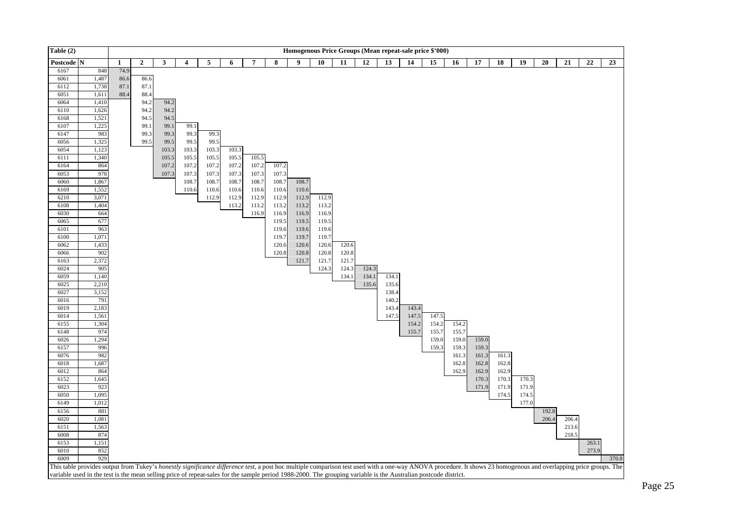| Table (2) | | Homogenous Price Groups (Mean repeat-sale price $'000) | | | | | | | | | | | | | | | | | | | | | | |
|---|---|---|---|---|---|---|---|---|---|---|---|---|---|---|---|---|---|---|---|---|---|---|---|---|
| Postcode | N | 1 | 2 | 3 | 4 | 5 | 6 | 7 | 8 | 9 | 10 | 11 | 12 | 13 | 14 | 15 | 16 | 17 | 18 | 19 | 20 | 21 | 22 | 23 |
| 6167 | 848 | 74.9 | | | | | | | | | | | | | | | | | | | | | | |
| 6061 | 1,487 | 86.6 | 86.6 | | | | | | | | | | | | | | | | | | | | | |
| 6112 | 1,738 | 87.1 | 87.1 | | | | | | | | | | | | | | | | | | | | | |
| 6051 | 1,611 | 88.4 | 88.4 | | | | | | | | | | | | | | | | | | | | | |
| 6064 | 1,410 | | 94.2 | 94.2 | | | | | | | | | | | | | | | | | | | | |
| 6110 | 1,626 | | 94.2 | 94.2 | | | | | | | | | | | | | | | | | | | | |
| 6168 | 1,521 | | 94.5 | 94.5 | | | | | | | | | | | | | | | | | | | | |
| 6107 | 1,225 | | 99.1 | 99.1 | 99.1 | | | | | | | | | | | | | | | | | | | |
| 6147 | 983 | | 99.3 | 99.3 | 99.3 | 99.3 | | | | | | | | | | | | | | | | | | |
| 6056 | 1,325 | | 99.5 | 99.5 | 99.5 | 99.5 | | | | | | | | | | | | | | | | | | |
| 6054 | 1,123 | | | 103.3 | 103.3 | 103.3 | 103.3 | | | | | | | | | | | | | | | | | |
| 6111 | 1,340 | | | 105.5 | 105.5 | 105.5 | 105.5 | 105.5 | | | | | | | | | | | | | | | | |
| 6164 | 864 | | | 107.2 | 107.2 | 107.2 | 107.2 | 107.2 | 107.2 | | | | | | | | | | | | | | | |
| 6053 | 978 | | | 107.3 | 107.3 | 107.3 | 107.3 | 107.3 | 107.3 | | | | | | | | | | | | | | | |
| 6060 | 1,867 | | | | 108.7 | 108.7 | 108.7 | 108.7 | 108.7 | 108.7 | | | | | | | | | | | | | | |
| 6169 | 1,552 | | | | 110.6 | 110.6 | 110.6 | 110.6 | 110.6 | 110.6 | | | | | | | | | | | | | | |
| 6210 | 3,071 | | | | | 112.9 | 112.9 | 112.9 | 112.9 | 112.9 | 112.9 | | | | | | | | | | | | | |
| 6108 | 1,404 | | | | | | 113.2 | 113.2 | 113.2 | 113.2 | 113.2 | | | | | | | | | | | | | |
| 6030 | 664 | | | | | | | 116.9 | 116.9 | 116.9 | 116.9 | | | | | | | | | | | | | |
| 6065 | 677 | | | | | | | | 119.5 | 119.5 | 119.5 | | | | | | | | | | | | | |
| 6101 | 963 | | | | | | | | 119.6 | 119.6 | 119.6 | | | | | | | | | | | | | |
| 6100 | 1,071 | | | | | | | | 119.7 | 119.7 | 119.7 | | | | | | | | | | | | | |
| 6062 | 1,433 | | | | | | | | 120.6 | 120.6 | 120.6 | 120.6 | | | | | | | | | | | | |
| 6066 | 902 | | | | | | | | 120.8 | 120.8 | 120.8 | 120.8 | | | | | | | | | | | | |
| 6163 | 2,372 | | | | | | | | | 121.7 | 121.7 | 121.7 | | | | | | | | | | | | |
| 6024 | 905 | | | | | | | | | | 124.3 | 124.3 | 124.3 | | | | | | | | | | | |
| 6059 | 1,140 | | | | | | | | | | | 134.1 | 134.1 | 134.1 | | | | | | | | | | |
| 6025 | 2,210 | | | | | | | | | | | | 135.6 | 135.6 | | | | | | | | | | |
| 6027 | 3,152 | | | | | | | | | | | | | 138.4 | | | | | | | | | | |
| 6016 | 791 | | | | | | | | | | | | | 140.2 | | | | | | | | | | |
| 6019 | 2,183 | | | | | | | | | | | | | 143.4 | 143.4 | | | | | | | | | |
| 6014 | 1,561 | | | | | | | | | | | | | 147.5 | 147.5 | 147.5 | | | | | | | | |
| 6155 | 1,304 | | | | | | | | | | | | | | 154.2 | 154.2 | 154.2 | | | | | | | |
| 6148 | 974 | | | | | | | | | | | | | | 155.7 | 155.7 | 155.7 | | | | | | | |
| 6026 | 1,294 | | | | | | | | | | | | | | | 159.0 | 159.0 | 159.0 | | | | | | |
| 6157 | 996 | | | | | | | | | | | | | | | 159.3 | 159.3 | 159.3 | | | | | | |
| 6076 | 982 | | | | | | | | | | | | | | | | 161.3 | 161.3 | 161.3 | | | | | |
| 6018 | 1,687 | | | | | | | | | | | | | | | | 162.8 | 162.8 | 162.8 | | | | | |
| 6012 | 864 | | | | | | | | | | | | | | | | 162.9 | 162.9 | 162.9 | | | | | |
| 6152 | 1,645 | | | | | | | | | | | | | | | | | 170.3 | 170.3 | 170.3 | | | | |
| 6023 | 923 | | | | | | | | | | | | | | | | | 171.9 | 171.9 | 171.9 | | | | |
| 6050 | 1,095 | | | | | | | | | | | | | | | | | | 174.5 | 174.5 | | | | |
| 6149 | 1,012 | | | | | | | | | | | | | | | | | | | 177.0 | | | | |
| 6156 | 881 | | | | | | | | | | | | | | | | | | | | 192.8 | | | |
| 6020 | 1,081 | | | | | | | | | | | | | | | | | | | | 206.4 | 206.4 | | |
| 6151 | 1,563 | | | | | | | | | | | | | | | | | | | | | 213.6 | | |
| 6008 | 874 | | | | | | | | | | | | | | | | | | | | | 218.5 | | |
| 6153 | 1,151 | | | | | | | | | | | | | | | | | | | | | | 263.1 | |
| 6010 | 852 | | | | | | | | | | | | | | | | | | | | | | 273.9 | |
| 6009 | 929 | | | | | | | | | | | | | | | | | | | | | | | 370.8 |

This table provides output from Tukey's *honestly significance difference test*, a post hoc multiple comparison test used with a one-way ANOVA procedure. It shows 23 homogenous and overlapping price groups. The variable used in the test is the mean selling price of repeat-sales for the sample period 1988-2000. The grouping variable is the Australian postcode district.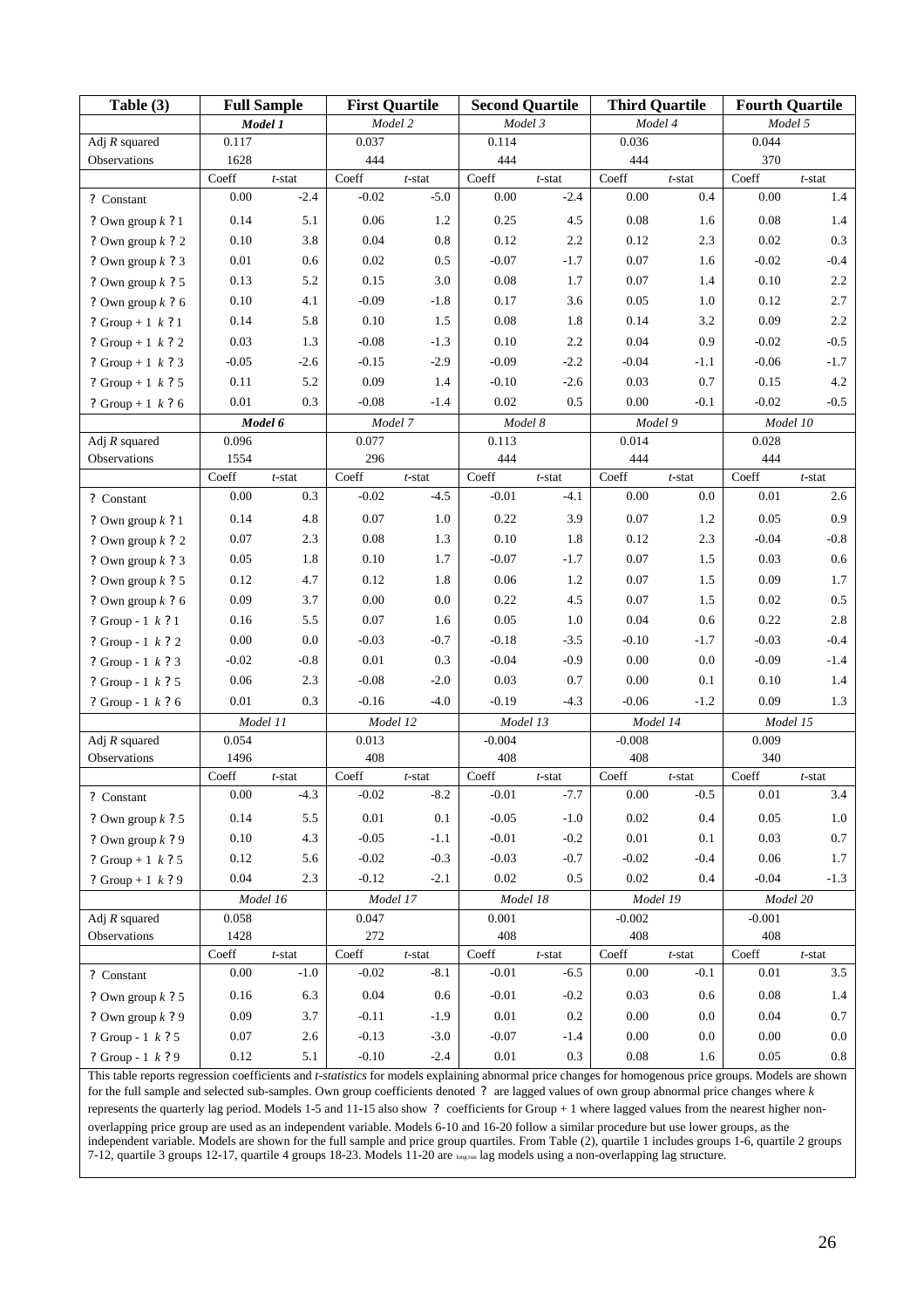| Table (3) | Full Sample | | First Quartile | | Second Quartile | | Third Quartile | | Fourth Quartile | |
|---|---|---|---|---|---|---|---|---|---|---|
| | *Model 1* | | *Model 2* | | *Model 3* | | *Model 4* | | *Model 5* | |
| Adj $R$ squared | 0.117 | | 0.037 | | 0.114 | | 0.036 | | 0.044 | |
| Observations | 1628 | | 444 | | 444 | | 444 | | 370 | |
| | Coeff | $t$-stat | Coeff | $t$-stat | Coeff | $t$-stat | Coeff | $t$-stat | Coeff | $t$-stat |
| ? Constant | 0.00 | -2.4 | -0.02 | -5.0 | 0.00 | -2.4 | 0.00 | 0.4 | 0.00 | 1.4 |
| ? Own group $k$ ? 1 | 0.14 | 5.1 | 0.06 | 1.2 | 0.25 | 4.5 | 0.08 | 1.6 | 0.08 | 1.4 |
| ? Own group $k$ ? 2 | 0.10 | 3.8 | 0.04 | 0.8 | 0.12 | 2.2 | 0.12 | 2.3 | 0.02 | 0.3 |
| ? Own group $k$ ? 3 | 0.01 | 0.6 | 0.02 | 0.5 | -0.07 | -1.7 | 0.07 | 1.6 | -0.02 | -0.4 |
| ? Own group $k$ ? 5 | 0.13 | 5.2 | 0.15 | 3.0 | 0.08 | 1.7 | 0.07 | 1.4 | 0.10 | 2.2 |
| ? Own group $k$ ? 6 | 0.10 | 4.1 | -0.09 | -1.8 | 0.17 | 3.6 | 0.05 | 1.0 | 0.12 | 2.7 |
| ? Group + 1 $k$ ? 1 | 0.14 | 5.8 | 0.10 | 1.5 | 0.08 | 1.8 | 0.14 | 3.2 | 0.09 | 2.2 |
| ? Group + 1 $k$ ? 2 | 0.03 | 1.3 | -0.08 | -1.3 | 0.10 | 2.2 | 0.04 | 0.9 | -0.02 | -0.5 |
| ? Group + 1 $k$ ? 3 | -0.05 | -2.6 | -0.15 | -2.9 | -0.09 | -2.2 | -0.04 | -1.1 | -0.06 | -1.7 |
| ? Group + 1 $k$ ? 5 | 0.11 | 5.2 | 0.09 | 1.4 | -0.10 | -2.6 | 0.03 | 0.7 | 0.15 | 4.2 |
| ? Group + 1 $k$ ? 6 | 0.01 | 0.3 | -0.08 | -1.4 | 0.02 | 0.5 | 0.00 | -0.1 | -0.02 | -0.5 |
| | *Model 6* | | *Model 7* | | *Model 8* | | *Model 9* | | *Model 10* | |
| Adj $R$ squared | 0.096 | | 0.077 | | 0.113 | | 0.014 | | 0.028 | |
| Observations | 1554 | | 296 | | 444 | | 444 | | 444 | |
| | Coeff | $t$-stat | Coeff | $t$-stat | Coeff | $t$-stat | Coeff | $t$-stat | Coeff | $t$-stat |
| ? Constant | 0.00 | 0.3 | -0.02 | -4.5 | -0.01 | -4.1 | 0.00 | 0.0 | 0.01 | 2.6 |
| ? Own group $k$ ? 1 | 0.14 | 4.8 | 0.07 | 1.0 | 0.22 | 3.9 | 0.07 | 1.2 | 0.05 | 0.9 |
| ? Own group $k$ ? 2 | 0.07 | 2.3 | 0.08 | 1.3 | 0.10 | 1.8 | 0.12 | 2.3 | -0.04 | -0.8 |
| ? Own group $k$ ? 3 | 0.05 | 1.8 | 0.10 | 1.7 | -0.07 | -1.7 | 0.07 | 1.5 | 0.03 | 0.6 |
| ? Own group $k$ ? 5 | 0.12 | 4.7 | 0.12 | 1.8 | 0.06 | 1.2 | 0.07 | 1.5 | 0.09 | 1.7 |
| ? Own group $k$ ? 6 | 0.09 | 3.7 | 0.00 | 0.0 | 0.22 | 4.5 | 0.07 | 1.5 | 0.02 | 0.5 |
| ? Group - 1 $k$ ? 1 | 0.16 | 5.5 | 0.07 | 1.6 | 0.05 | 1.0 | 0.04 | 0.6 | 0.22 | 2.8 |
| ? Group - 1 $k$ ? 2 | 0.00 | 0.0 | -0.03 | -0.7 | -0.18 | -3.5 | -0.10 | -1.7 | -0.03 | -0.4 |
| ? Group - 1 $k$ ? 3 | -0.02 | -0.8 | 0.01 | 0.3 | -0.04 | -0.9 | 0.00 | 0.0 | -0.09 | -1.4 |
| ? Group - 1 $k$ ? 5 | 0.06 | 2.3 | -0.08 | -2.0 | 0.03 | 0.7 | 0.00 | 0.1 | 0.10 | 1.4 |
| ? Group - 1 $k$ ? 6 | 0.01 | 0.3 | -0.16 | -4.0 | -0.19 | -4.3 | -0.06 | -1.2 | 0.09 | 1.3 |
| | *Model 11* | | *Model 12* | | *Model 13* | | *Model 14* | | *Model 15* | |
| Adj $R$ squared | 0.054 | | 0.013 | | -0.004 | | -0.008 | | 0.009 | |
| Observations | 1496 | | 408 | | 408 | | 408 | | 340 | |
| | Coeff | $t$-stat | Coeff | $t$-stat | Coeff | $t$-stat | Coeff | $t$-stat | Coeff | $t$-stat |
| ? Constant | 0.00 | -4.3 | -0.02 | -8.2 | -0.01 | -7.7 | 0.00 | -0.5 | 0.01 | 3.4 |
| ? Own group $k$ ? 5 | 0.14 | 5.5 | 0.01 | 0.1 | -0.05 | -1.0 | 0.02 | 0.4 | 0.05 | 1.0 |
| ? Own group $k$ ? 9 | 0.10 | 4.3 | -0.05 | -1.1 | -0.01 | -0.2 | 0.01 | 0.1 | 0.03 | 0.7 |
| ? Group + 1 $k$ ? 5 | 0.12 | 5.6 | -0.02 | -0.3 | -0.03 | -0.7 | -0.02 | -0.4 | 0.06 | 1.7 |
| ? Group + 1 $k$ ? 9 | 0.04 | 2.3 | -0.12 | -2.1 | 0.02 | 0.5 | 0.02 | 0.4 | -0.04 | -1.3 |
| | *Model 16* | | *Model 17* | | *Model 18* | | *Model 19* | | *Model 20* | |
| Adj $R$ squared | 0.058 | | 0.047 | | 0.001 | | -0.002 | | -0.001 | |
| Observations | 1428 | | 272 | | 408 | | 408 | | 408 | |
| | Coeff | $t$-stat | Coeff | $t$-stat | Coeff | $t$-stat | Coeff | $t$-stat | Coeff | $t$-stat |
| ? Constant | 0.00 | -1.0 | -0.02 | -8.1 | -0.01 | -6.5 | 0.00 | -0.1 | 0.01 | 3.5 |
| ? Own group $k$ ? 5 | 0.16 | 6.3 | 0.04 | 0.6 | -0.01 | -0.2 | 0.03 | 0.6 | 0.08 | 1.4 |
| ? Own group $k$ ? 9 | 0.09 | 3.7 | -0.11 | -1.9 | 0.01 | 0.2 | 0.00 | 0.0 | 0.04 | 0.7 |
| ? Group - 1 $k$ ? 5 | 0.07 | 2.6 | -0.13 | -3.0 | -0.07 | -1.4 | 0.00 | 0.0 | 0.00 | 0.0 |
| ? Group - 1 $k$ ? 9 | 0.12 | 5.1 | -0.10 | -2.4 | 0.01 | 0.3 | 0.08 | 1.6 | 0.05 | 0.8 |

This table reports regression coefficients and *t-statistics* for models explaining abnormal price changes for homogenous price groups. Models are shown for the full sample and selected sub-samples. Own group coefficients denoted ? are lagged values of own group abnormal price changes where $k$ represents the quarterly lag period. Models 1-5 and 11-15 also show ? coefficients for Group + 1 where lagged values from the nearest higher non-overlapping price group are used as an independent variable. Models 6-10 and 16-20 follow a similar procedure but use lower groups, as the independent variable. Models are shown for the full sample and price group quartiles. From Table (2), quartile 1 includes groups 1-6, quartile 2 groups 7-12, quartile 3 groups 12-17, quartile 4 groups 18-23. Models 11-20 are long run lag models using a non-overlapping lag structure.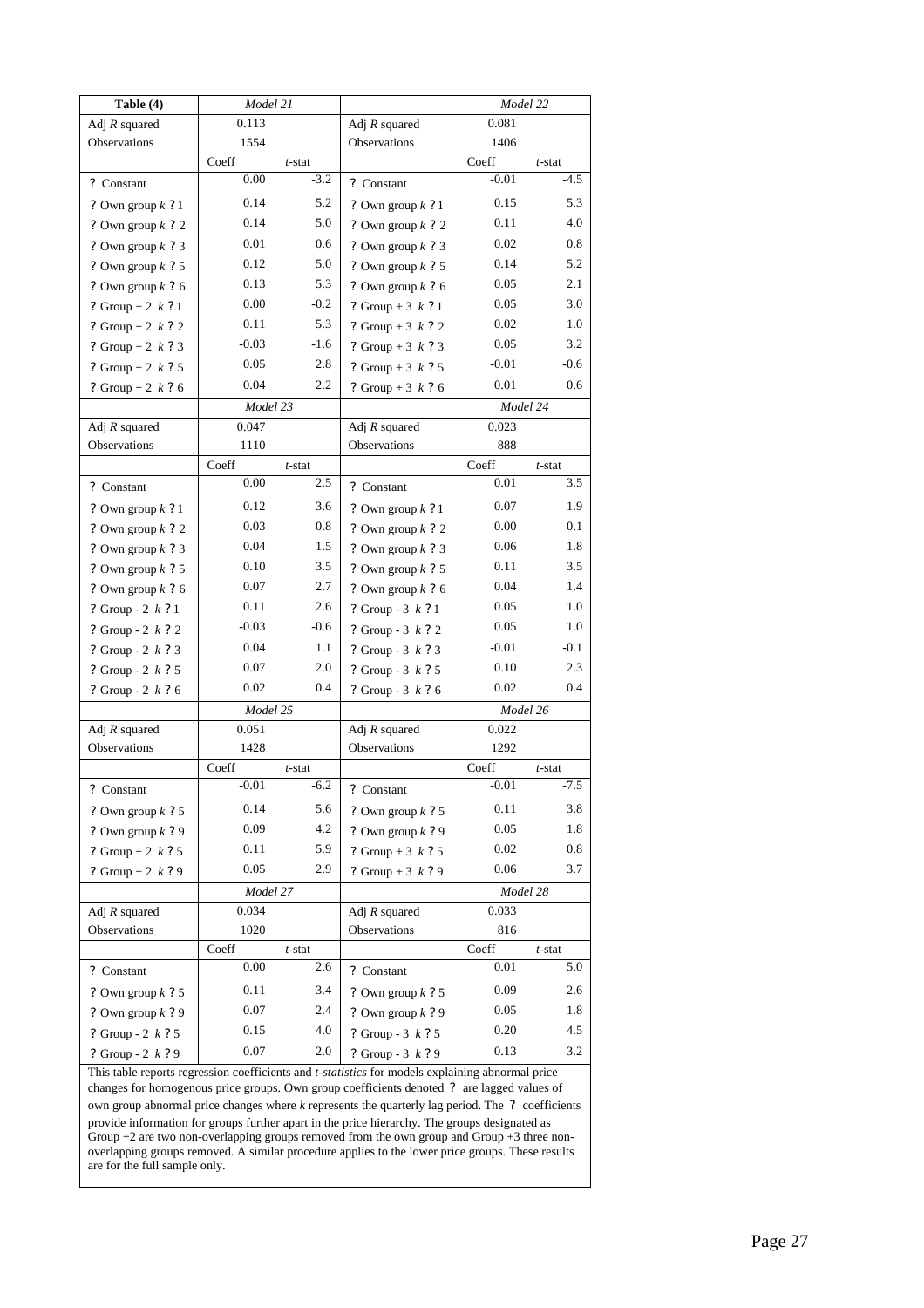| Table (4) | *Model 21* | | | *Model 22* | |
|---|---|---|---|---|---|
| Adj $R$ squared | 0.113 | | Adj $R$ squared | 0.081 | |
| Observations | 1554 | | Observations | 1406 | |
| | Coeff | $t$-stat | | Coeff | $t$-stat |
| ? Constant | 0.00 | -3.2 | ? Constant | -0.01 | -4.5 |
| ? Own group $k$ ? 1 | 0.14 | 5.2 | ? Own group $k$ ? 1 | 0.15 | 5.3 |
| ? Own group $k$ ? 2 | 0.14 | 5.0 | ? Own group $k$ ? 2 | 0.11 | 4.0 |
| ? Own group $k$ ? 3 | 0.01 | 0.6 | ? Own group $k$ ? 3 | 0.02 | 0.8 |
| ? Own group $k$ ? 5 | 0.12 | 5.0 | ? Own group $k$ ? 5 | 0.14 | 5.2 |
| ? Own group $k$ ? 6 | 0.13 | 5.3 | ? Own group $k$ ? 6 | 0.05 | 2.1 |
| ? Group + 2 $k$ ? 1 | 0.00 | -0.2 | ? Group + 3 $k$ ? 1 | 0.05 | 3.0 |
| ? Group + 2 $k$ ? 2 | 0.11 | 5.3 | ? Group + 3 $k$ ? 2 | 0.02 | 1.0 |
| ? Group + 2 $k$ ? 3 | -0.03 | -1.6 | ? Group + 3 $k$ ? 3 | 0.05 | 3.2 |
| ? Group + 2 $k$ ? 5 | 0.05 | 2.8 | ? Group + 3 $k$ ? 5 | -0.01 | -0.6 |
| ? Group + 2 $k$ ? 6 | 0.04 | 2.2 | ? Group + 3 $k$ ? 6 | 0.01 | 0.6 |
| | *Model 23* | | | *Model 24* | |
| Adj $R$ squared | 0.047 | | Adj $R$ squared | 0.023 | |
| Observations | 1110 | | Observations | 888 | |
| | Coeff | $t$-stat | | Coeff | $t$-stat |
| ? Constant | 0.00 | 2.5 | ? Constant | 0.01 | 3.5 |
| ? Own group $k$ ? 1 | 0.12 | 3.6 | ? Own group $k$ ? 1 | 0.07 | 1.9 |
| ? Own group $k$ ? 2 | 0.03 | 0.8 | ? Own group $k$ ? 2 | 0.00 | 0.1 |
| ? Own group $k$ ? 3 | 0.04 | 1.5 | ? Own group $k$ ? 3 | 0.06 | 1.8 |
| ? Own group $k$ ? 5 | 0.10 | 3.5 | ? Own group $k$ ? 5 | 0.11 | 3.5 |
| ? Own group $k$ ? 6 | 0.07 | 2.7 | ? Own group $k$ ? 6 | 0.04 | 1.4 |
| ? Group - 2 $k$ ? 1 | 0.11 | 2.6 | ? Group - 3 $k$ ? 1 | 0.05 | 1.0 |
| ? Group - 2 $k$ ? 2 | -0.03 | -0.6 | ? Group - 3 $k$ ? 2 | 0.05 | 1.0 |
| ? Group - 2 $k$ ? 3 | 0.04 | 1.1 | ? Group - 3 $k$ ? 3 | -0.01 | -0.1 |
| ? Group - 2 $k$ ? 5 | 0.07 | 2.0 | ? Group - 3 $k$ ? 5 | 0.10 | 2.3 |
| ? Group - 2 $k$ ? 6 | 0.02 | 0.4 | ? Group - 3 $k$ ? 6 | 0.02 | 0.4 |
| | *Model 25* | | | *Model 26* | |
| Adj $R$ squared | 0.051 | | Adj $R$ squared | 0.022 | |
| Observations | 1428 | | Observations | 1292 | |
| | Coeff | $t$-stat | | Coeff | $t$-stat |
| ? Constant | -0.01 | -6.2 | ? Constant | -0.01 | -7.5 |
| ? Own group $k$ ? 5 | 0.14 | 5.6 | ? Own group $k$ ? 5 | 0.11 | 3.8 |
| ? Own group $k$ ? 9 | 0.09 | 4.2 | ? Own group $k$ ? 9 | 0.05 | 1.8 |
| ? Group + 2 $k$ ? 5 | 0.11 | 5.9 | ? Group + 3 $k$ ? 5 | 0.02 | 0.8 |
| ? Group + 2 $k$ ? 9 | 0.05 | 2.9 | ? Group + 3 $k$ ? 9 | 0.06 | 3.7 |
| | *Model 27* | | | *Model 28* | |
| Adj $R$ squared | 0.034 | | Adj $R$ squared | 0.033 | |
| Observations | 1020 | | Observations | 816 | |
| | Coeff | $t$-stat | | Coeff | $t$-stat |
| ? Constant | 0.00 | 2.6 | ? Constant | 0.01 | 5.0 |
| ? Own group $k$ ? 5 | 0.11 | 3.4 | ? Own group $k$ ? 5 | 0.09 | 2.6 |
| ? Own group $k$ ? 9 | 0.07 | 2.4 | ? Own group $k$ ? 9 | 0.05 | 1.8 |
| ? Group - 2 $k$ ? 5 | 0.15 | 4.0 | ? Group - 3 $k$ ? 5 | 0.20 | 4.5 |
| ? Group - 2 $k$ ? 9 | 0.07 | 2.0 | ? Group - 3 $k$ ? 9 | 0.13 | 3.2 |

This table reports regression coefficients and *t-statistics* for models explaining abnormal price changes for homogenous price groups. Own group coefficients denoted ? are lagged values of own group abnormal price changes where $k$ represents the quarterly lag period. The ? coefficients provide information for groups further apart in the price hierarchy. The groups designated as Group +2 are two non-overlapping groups removed from the own group and Group +3 three non-overlapping groups removed. A similar procedure applies to the lower price groups. These results are for the full sample only.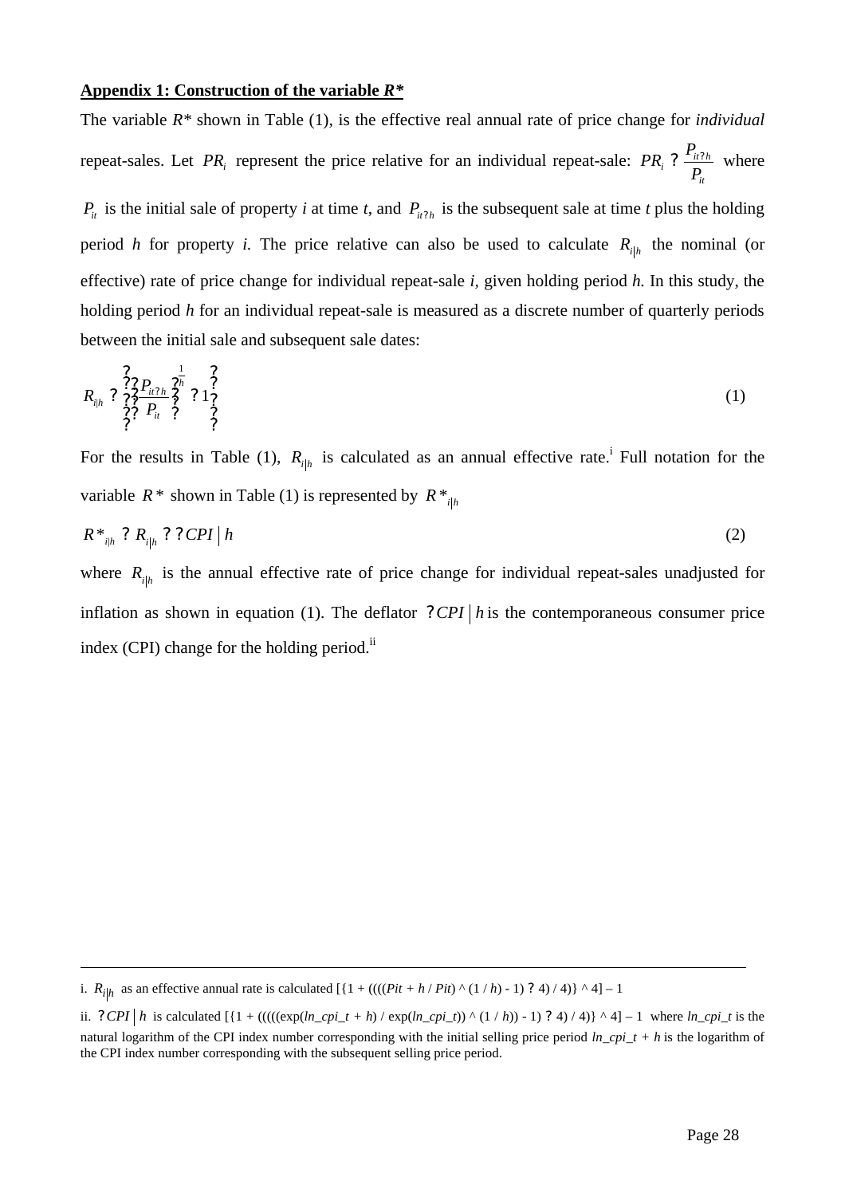## **Appendix 1: Construction of the variable *R****

The variable *R** shown in Table (1), is the effective real annual rate of price change for *individual* repeat-sales. Let $PR_i$ represent the price relative for an individual repeat-sale: $PR_i = \frac{P_{it+h}}{P_{it}}$ where $P_{it}$ is the initial sale of property *i* at time *t*, and $P_{it+h}$ is the subsequent sale at time *t* plus the holding period *h* for property *i.* The price relative can also be used to calculate $R_{i|h}$ the nominal (or effective) rate of price change for individual repeat-sale *i*, given holding period *h.* In this study, the holding period *h* for an individual repeat-sale is measured as a discrete number of quarterly periods between the initial sale and subsequent sale dates:

$$R_{i|h} = \left\{ \left( \frac{P_{it+h}}{P_{it}} \right)^{\frac{1}{h}} - 1 \right\} \tag{1}$$

For the results in Table (1), $R_{i|h}$ is calculated as an annual effective rate.[i] Full notation for the variable $R^*$ shown in Table (1) is represented by $R^*_{i|h}$

$$R^*_{i|h} = R_{i|h} - \Delta CPI \mid h \tag{2}$$

where $R_{i|h}$ is the annual effective rate of price change for individual repeat-sales unadjusted for inflation as shown in equation (1). The deflator $\Delta CPI \mid h$ is the contemporaneous consumer price index (CPI) change for the holding period.[ii]

---

i. $R_{i|h}$ as an effective annual rate is calculated [{1 + ((((*Pit + h* / *Pit*) ^ (1 / *h*) - 1) × 4) / 4)} ^ 4] – 1

ii. $\Delta CPI \mid h$ is calculated [{1 + (((((exp(*ln_cpi_t + h*) / exp(*ln_cpi_t*)) ^ (1 / *h*)) - 1) × 4) / 4)} ^ 4] – 1 where *ln_cpi_t* is the natural logarithm of the CPI index number corresponding with the initial selling price period *ln_cpi_t + h* is the logarithm of the CPI index number corresponding with the subsequent selling price period.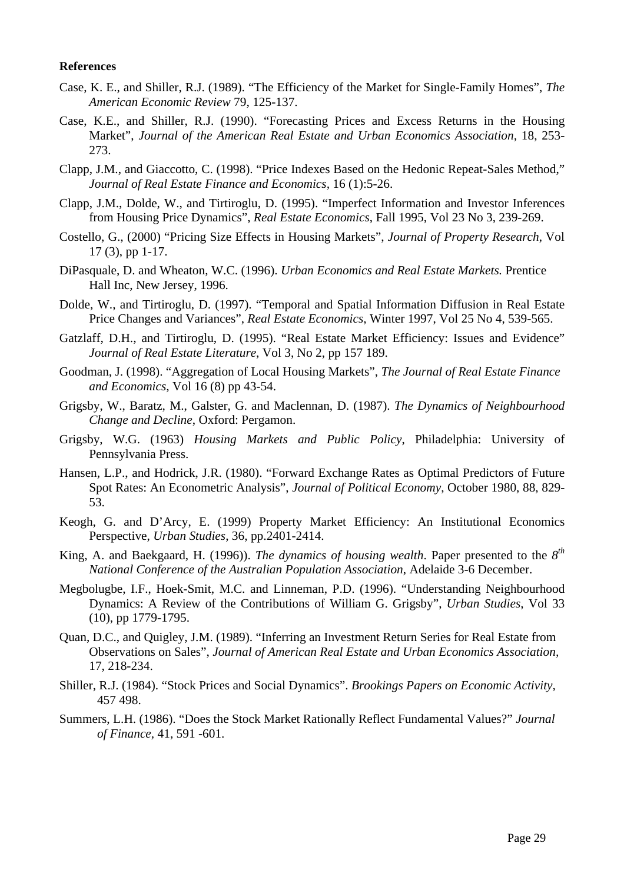**References**

Case, K. E., and Shiller, R.J. (1989). "The Efficiency of the Market for Single-Family Homes", *The American Economic Review* 79, 125-137.

Case, K.E., and Shiller, R.J. (1990). "Forecasting Prices and Excess Returns in the Housing Market", *Journal of the American Real Estate and Urban Economics Association,* 18, 253-273.

Clapp, J.M., and Giaccotto, C. (1998). "Price Indexes Based on the Hedonic Repeat-Sales Method," *Journal of Real Estate Finance and Economics,* 16 (1):5-26.

Clapp, J.M., Dolde, W., and Tirtiroglu, D. (1995). "Imperfect Information and Investor Inferences from Housing Price Dynamics", *Real Estate Economics*, Fall 1995, Vol 23 No 3, 239-269.

Costello, G., (2000) "Pricing Size Effects in Housing Markets", *Journal of Property Research*, Vol 17 (3), pp 1-17.

DiPasquale, D. and Wheaton, W.C. (1996). *Urban Economics and Real Estate Markets.* Prentice Hall Inc, New Jersey, 1996.

Dolde, W., and Tirtiroglu, D. (1997). "Temporal and Spatial Information Diffusion in Real Estate Price Changes and Variances", *Real Estate Economics*, Winter 1997, Vol 25 No 4, 539-565.

Gatzlaff, D.H., and Tirtiroglu, D. (1995). "Real Estate Market Efficiency: Issues and Evidence" *Journal of Real Estate Literature*, Vol 3, No 2, pp 157 189.

Goodman, J. (1998). "Aggregation of Local Housing Markets", *The Journal of Real Estate Finance and Economics*, Vol 16 (8) pp 43-54.

Grigsby, W., Baratz, M., Galster, G. and Maclennan, D. (1987). *The Dynamics of Neighbourhood Change and Decline*, Oxford: Pergamon.

Grigsby, W.G. (1963) *Housing Markets and Public Policy*, Philadelphia: University of Pennsylvania Press.

Hansen, L.P., and Hodrick, J.R. (1980). "Forward Exchange Rates as Optimal Predictors of Future Spot Rates: An Econometric Analysis", *Journal of Political Economy*, October 1980, 88, 829-53.

Keogh, G. and D'Arcy, E. (1999) Property Market Efficiency: An Institutional Economics Perspective, *Urban Studies*, 36, pp.2401-2414.

King, A. and Baekgaard, H. (1996)). *The dynamics of housing wealth*. Paper presented to the *8th National Conference of the Australian Population Association*, Adelaide 3-6 December.

Megbolugbe, I.F., Hoek-Smit, M.C. and Linneman, P.D. (1996). "Understanding Neighbourhood Dynamics: A Review of the Contributions of William G. Grigsby", *Urban Studies*, Vol 33 (10), pp 1779-1795.

Quan, D.C., and Quigley, J.M. (1989). "Inferring an Investment Return Series for Real Estate from Observations on Sales", *Journal of American Real Estate and Urban Economics Association,* 17, 218-234.

Shiller, R.J. (1984). "Stock Prices and Social Dynamics". *Brookings Papers on Economic Activity,* 457 498.

Summers, L.H. (1986). "Does the Stock Market Rationally Reflect Fundamental Values?" *Journal of Finance,* 41, 591 -601.